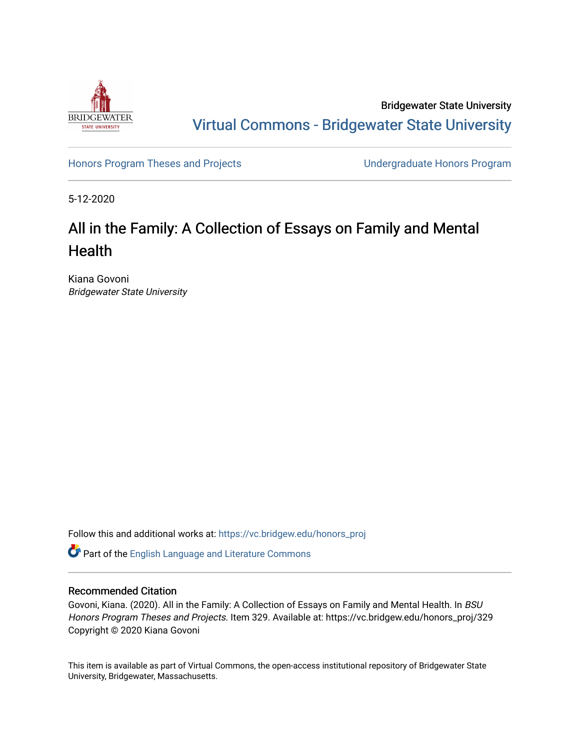Bridgewater State University

Virtual Commons - Bridgewater State University

Honors Program Theses and Projects

Undergraduate Honors Program

5-12-2020

# All in the Family: A Collection of Essays on Family and Mental Health

Kiana Govoni
*Bridgewater State University*

Follow this and additional works at: https://vc.bridgew.edu/honors_proj

Part of the English Language and Literature Commons

### Recommended Citation

Govoni, Kiana. (2020). All in the Family: A Collection of Essays on Family and Mental Health. In *BSU Honors Program Theses and Projects.* Item 329. Available at: https://vc.bridgew.edu/honors_proj/329
Copyright © 2020 Kiana Govoni

This item is available as part of Virtual Commons, the open-access institutional repository of Bridgewater State University, Bridgewater, Massachusetts.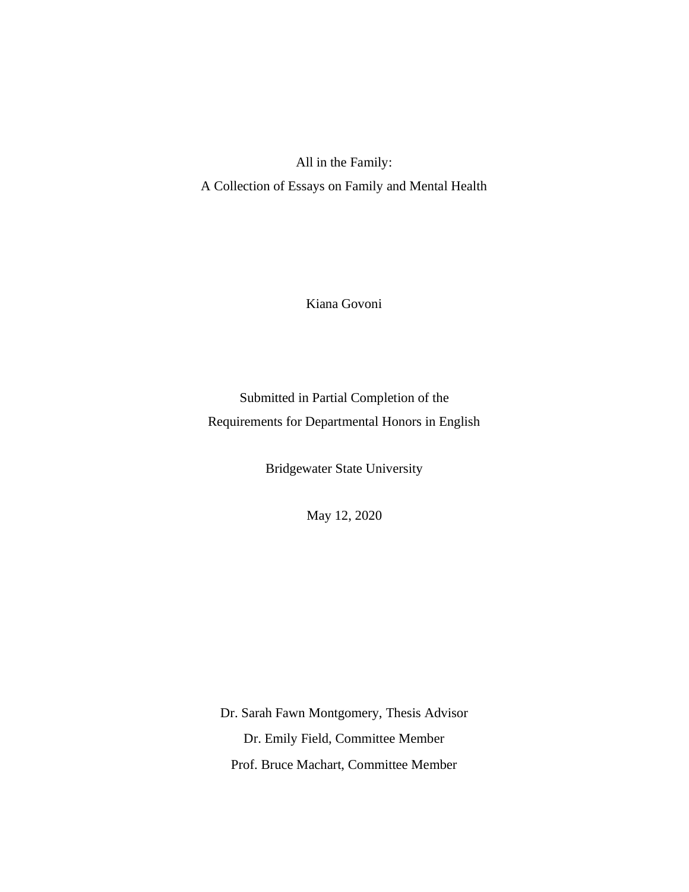# All in the Family:

## A Collection of Essays on Family and Mental Health

Kiana Govoni

Submitted in Partial Completion of the
Requirements for Departmental Honors in English

Bridgewater State University

May 12, 2020

Dr. Sarah Fawn Montgomery, Thesis Advisor
Dr. Emily Field, Committee Member
Prof. Bruce Machart, Committee Member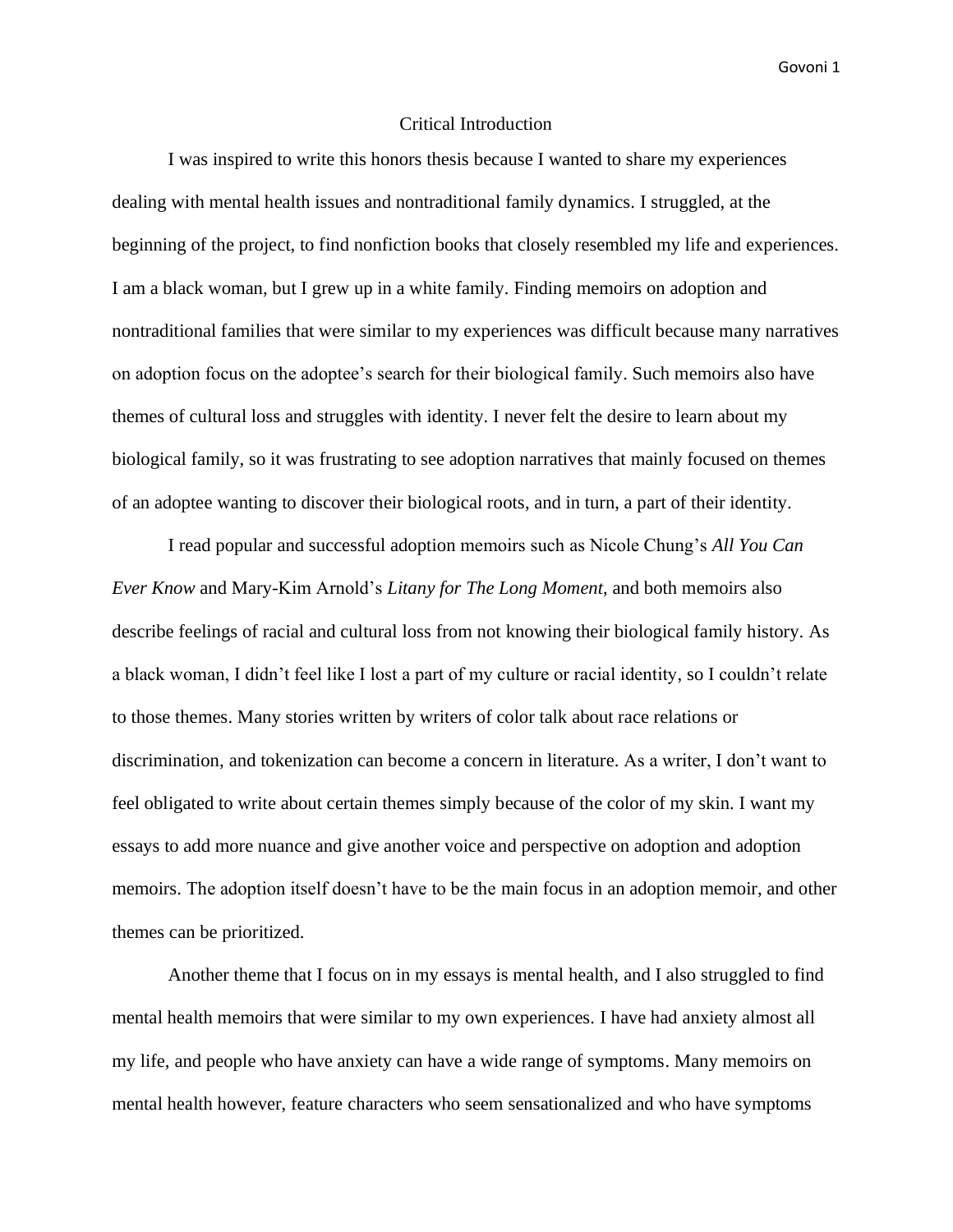# Critical Introduction

I was inspired to write this honors thesis because I wanted to share my experiences dealing with mental health issues and nontraditional family dynamics. I struggled, at the beginning of the project, to find nonfiction books that closely resembled my life and experiences. I am a black woman, but I grew up in a white family. Finding memoirs on adoption and nontraditional families that were similar to my experiences was difficult because many narratives on adoption focus on the adoptee's search for their biological family. Such memoirs also have themes of cultural loss and struggles with identity. I never felt the desire to learn about my biological family, so it was frustrating to see adoption narratives that mainly focused on themes of an adoptee wanting to discover their biological roots, and in turn, a part of their identity.

I read popular and successful adoption memoirs such as Nicole Chung's *All You Can Ever Know* and Mary-Kim Arnold's *Litany for The Long Moment*, and both memoirs also describe feelings of racial and cultural loss from not knowing their biological family history. As a black woman, I didn't feel like I lost a part of my culture or racial identity, so I couldn't relate to those themes. Many stories written by writers of color talk about race relations or discrimination, and tokenization can become a concern in literature. As a writer, I don't want to feel obligated to write about certain themes simply because of the color of my skin. I want my essays to add more nuance and give another voice and perspective on adoption and adoption memoirs. The adoption itself doesn't have to be the main focus in an adoption memoir, and other themes can be prioritized.

Another theme that I focus on in my essays is mental health, and I also struggled to find mental health memoirs that were similar to my own experiences. I have had anxiety almost all my life, and people who have anxiety can have a wide range of symptoms. Many memoirs on mental health however, feature characters who seem sensationalized and who have symptoms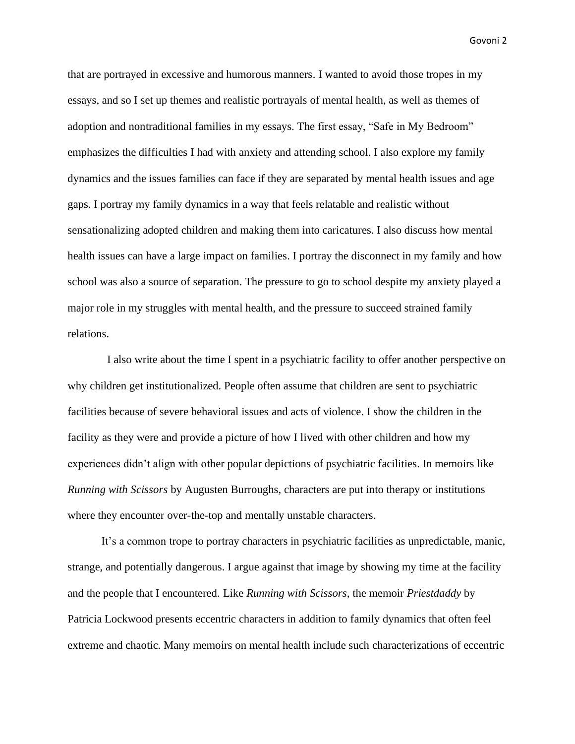that are portrayed in excessive and humorous manners. I wanted to avoid those tropes in my essays, and so I set up themes and realistic portrayals of mental health, as well as themes of adoption and nontraditional families in my essays. The first essay, "Safe in My Bedroom" emphasizes the difficulties I had with anxiety and attending school. I also explore my family dynamics and the issues families can face if they are separated by mental health issues and age gaps. I portray my family dynamics in a way that feels relatable and realistic without sensationalizing adopted children and making them into caricatures. I also discuss how mental health issues can have a large impact on families. I portray the disconnect in my family and how school was also a source of separation. The pressure to go to school despite my anxiety played a major role in my struggles with mental health, and the pressure to succeed strained family relations.

I also write about the time I spent in a psychiatric facility to offer another perspective on why children get institutionalized. People often assume that children are sent to psychiatric facilities because of severe behavioral issues and acts of violence. I show the children in the facility as they were and provide a picture of how I lived with other children and how my experiences didn't align with other popular depictions of psychiatric facilities. In memoirs like *Running with Scissors* by Augusten Burroughs, characters are put into therapy or institutions where they encounter over-the-top and mentally unstable characters.

It's a common trope to portray characters in psychiatric facilities as unpredictable, manic, strange, and potentially dangerous. I argue against that image by showing my time at the facility and the people that I encountered. Like *Running with Scissors,* the memoir *Priestdaddy* by Patricia Lockwood presents eccentric characters in addition to family dynamics that often feel extreme and chaotic. Many memoirs on mental health include such characterizations of eccentric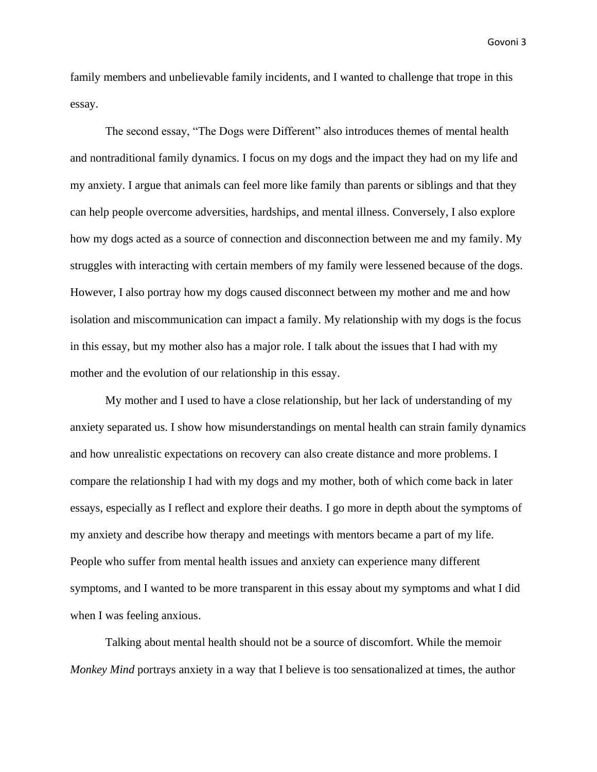family members and unbelievable family incidents, and I wanted to challenge that trope in this essay.

The second essay, “The Dogs were Different” also introduces themes of mental health and nontraditional family dynamics. I focus on my dogs and the impact they had on my life and my anxiety. I argue that animals can feel more like family than parents or siblings and that they can help people overcome adversities, hardships, and mental illness. Conversely, I also explore how my dogs acted as a source of connection and disconnection between me and my family. My struggles with interacting with certain members of my family were lessened because of the dogs. However, I also portray how my dogs caused disconnect between my mother and me and how isolation and miscommunication can impact a family. My relationship with my dogs is the focus in this essay, but my mother also has a major role. I talk about the issues that I had with my mother and the evolution of our relationship in this essay.

My mother and I used to have a close relationship, but her lack of understanding of my anxiety separated us. I show how misunderstandings on mental health can strain family dynamics and how unrealistic expectations on recovery can also create distance and more problems. I compare the relationship I had with my dogs and my mother, both of which come back in later essays, especially as I reflect and explore their deaths. I go more in depth about the symptoms of my anxiety and describe how therapy and meetings with mentors became a part of my life. People who suffer from mental health issues and anxiety can experience many different symptoms, and I wanted to be more transparent in this essay about my symptoms and what I did when I was feeling anxious.

Talking about mental health should not be a source of discomfort. While the memoir *Monkey Mind* portrays anxiety in a way that I believe is too sensationalized at times, the author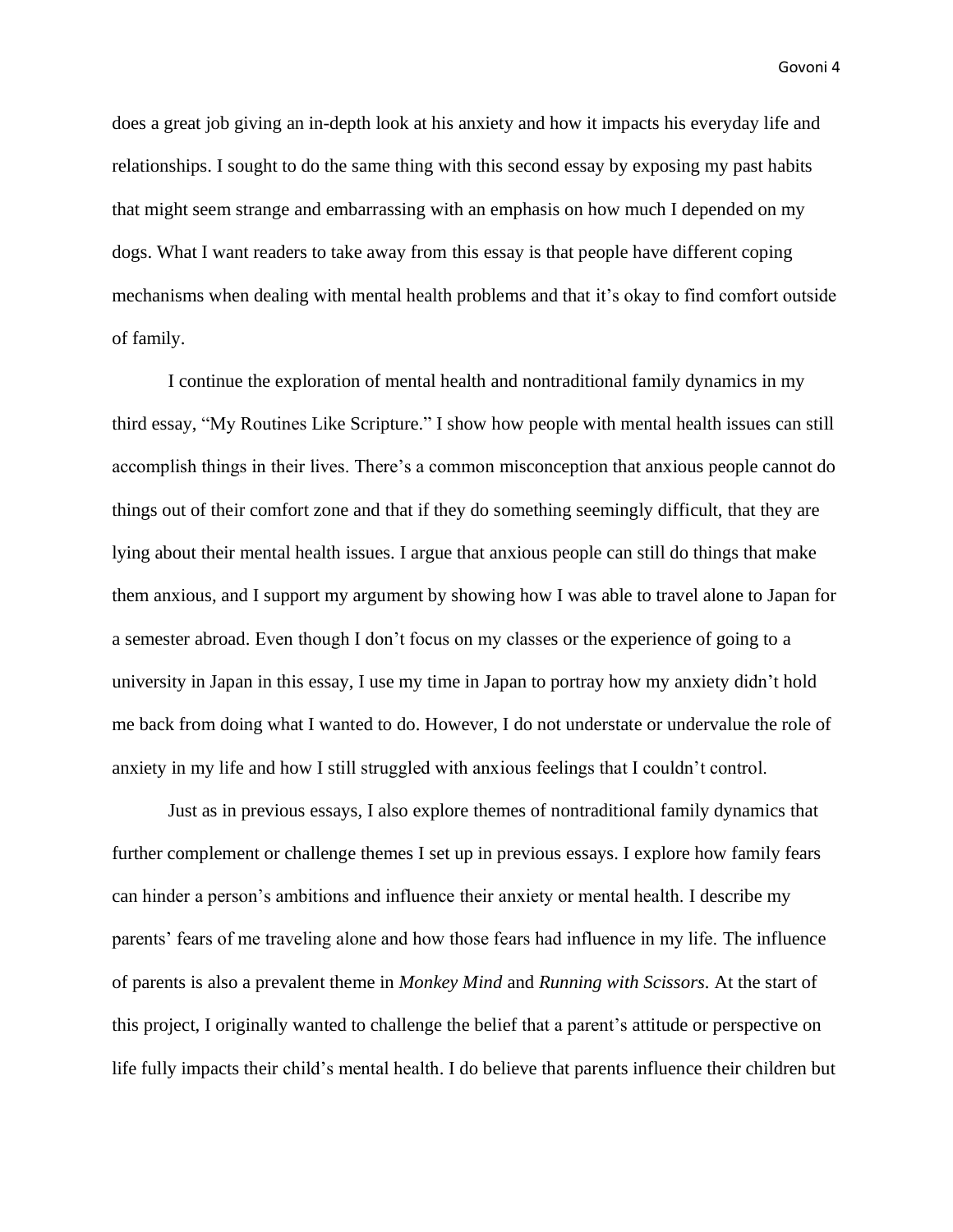does a great job giving an in-depth look at his anxiety and how it impacts his everyday life and relationships. I sought to do the same thing with this second essay by exposing my past habits that might seem strange and embarrassing with an emphasis on how much I depended on my dogs. What I want readers to take away from this essay is that people have different coping mechanisms when dealing with mental health problems and that it's okay to find comfort outside of family.

I continue the exploration of mental health and nontraditional family dynamics in my third essay, "My Routines Like Scripture." I show how people with mental health issues can still accomplish things in their lives. There's a common misconception that anxious people cannot do things out of their comfort zone and that if they do something seemingly difficult, that they are lying about their mental health issues. I argue that anxious people can still do things that make them anxious, and I support my argument by showing how I was able to travel alone to Japan for a semester abroad. Even though I don't focus on my classes or the experience of going to a university in Japan in this essay, I use my time in Japan to portray how my anxiety didn't hold me back from doing what I wanted to do. However, I do not understate or undervalue the role of anxiety in my life and how I still struggled with anxious feelings that I couldn't control.

Just as in previous essays, I also explore themes of nontraditional family dynamics that further complement or challenge themes I set up in previous essays. I explore how family fears can hinder a person's ambitions and influence their anxiety or mental health. I describe my parents' fears of me traveling alone and how those fears had influence in my life. The influence of parents is also a prevalent theme in *Monkey Mind* and *Running with Scissors*. At the start of this project, I originally wanted to challenge the belief that a parent's attitude or perspective on life fully impacts their child's mental health. I do believe that parents influence their children but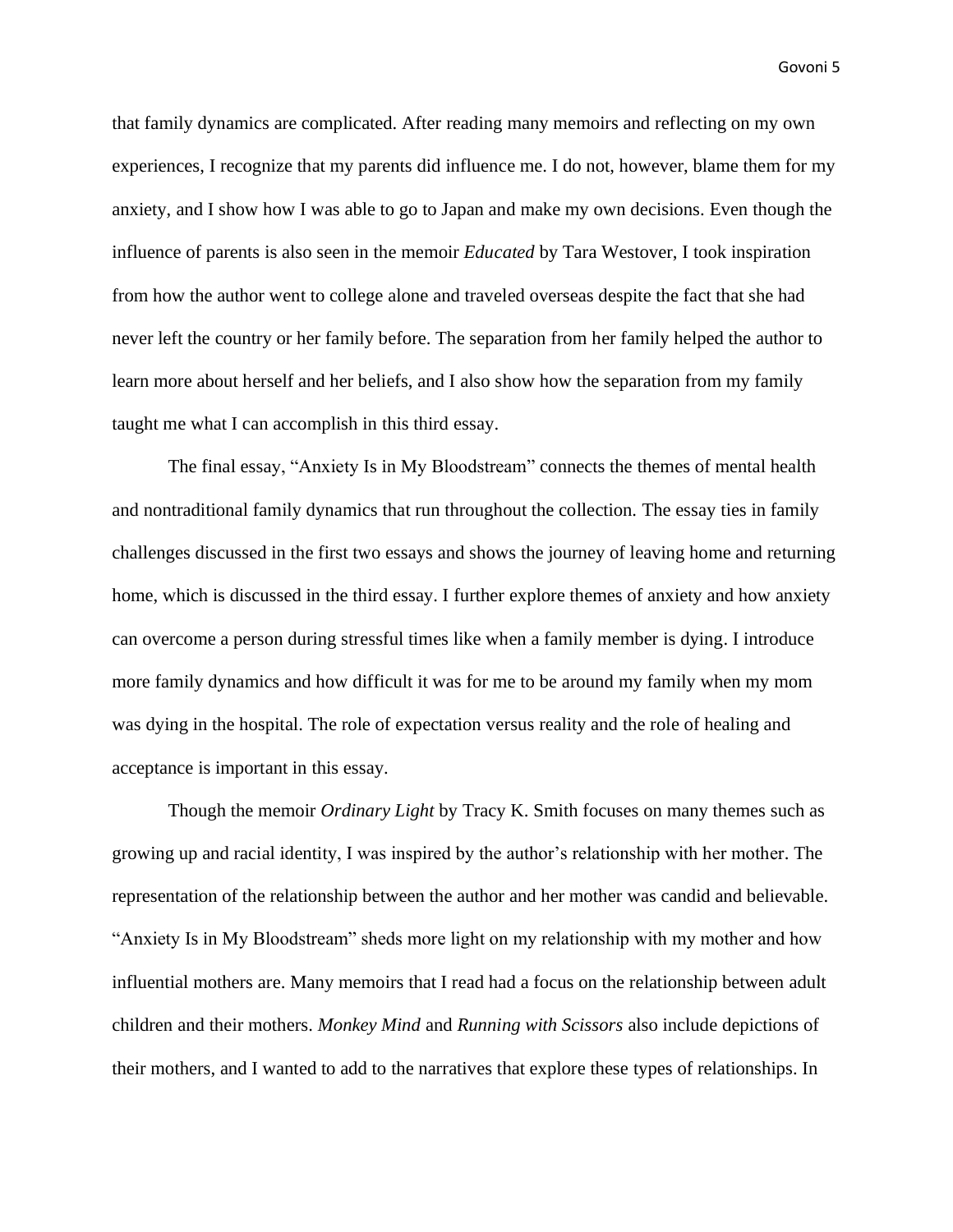that family dynamics are complicated. After reading many memoirs and reflecting on my own experiences, I recognize that my parents did influence me. I do not, however, blame them for my anxiety, and I show how I was able to go to Japan and make my own decisions. Even though the influence of parents is also seen in the memoir *Educated* by Tara Westover, I took inspiration from how the author went to college alone and traveled overseas despite the fact that she had never left the country or her family before. The separation from her family helped the author to learn more about herself and her beliefs, and I also show how the separation from my family taught me what I can accomplish in this third essay.

The final essay, "Anxiety Is in My Bloodstream" connects the themes of mental health and nontraditional family dynamics that run throughout the collection. The essay ties in family challenges discussed in the first two essays and shows the journey of leaving home and returning home, which is discussed in the third essay. I further explore themes of anxiety and how anxiety can overcome a person during stressful times like when a family member is dying. I introduce more family dynamics and how difficult it was for me to be around my family when my mom was dying in the hospital. The role of expectation versus reality and the role of healing and acceptance is important in this essay.

Though the memoir *Ordinary Light* by Tracy K. Smith focuses on many themes such as growing up and racial identity, I was inspired by the author's relationship with her mother. The representation of the relationship between the author and her mother was candid and believable. "Anxiety Is in My Bloodstream" sheds more light on my relationship with my mother and how influential mothers are. Many memoirs that I read had a focus on the relationship between adult children and their mothers. *Monkey Mind* and *Running with Scissors* also include depictions of their mothers, and I wanted to add to the narratives that explore these types of relationships. In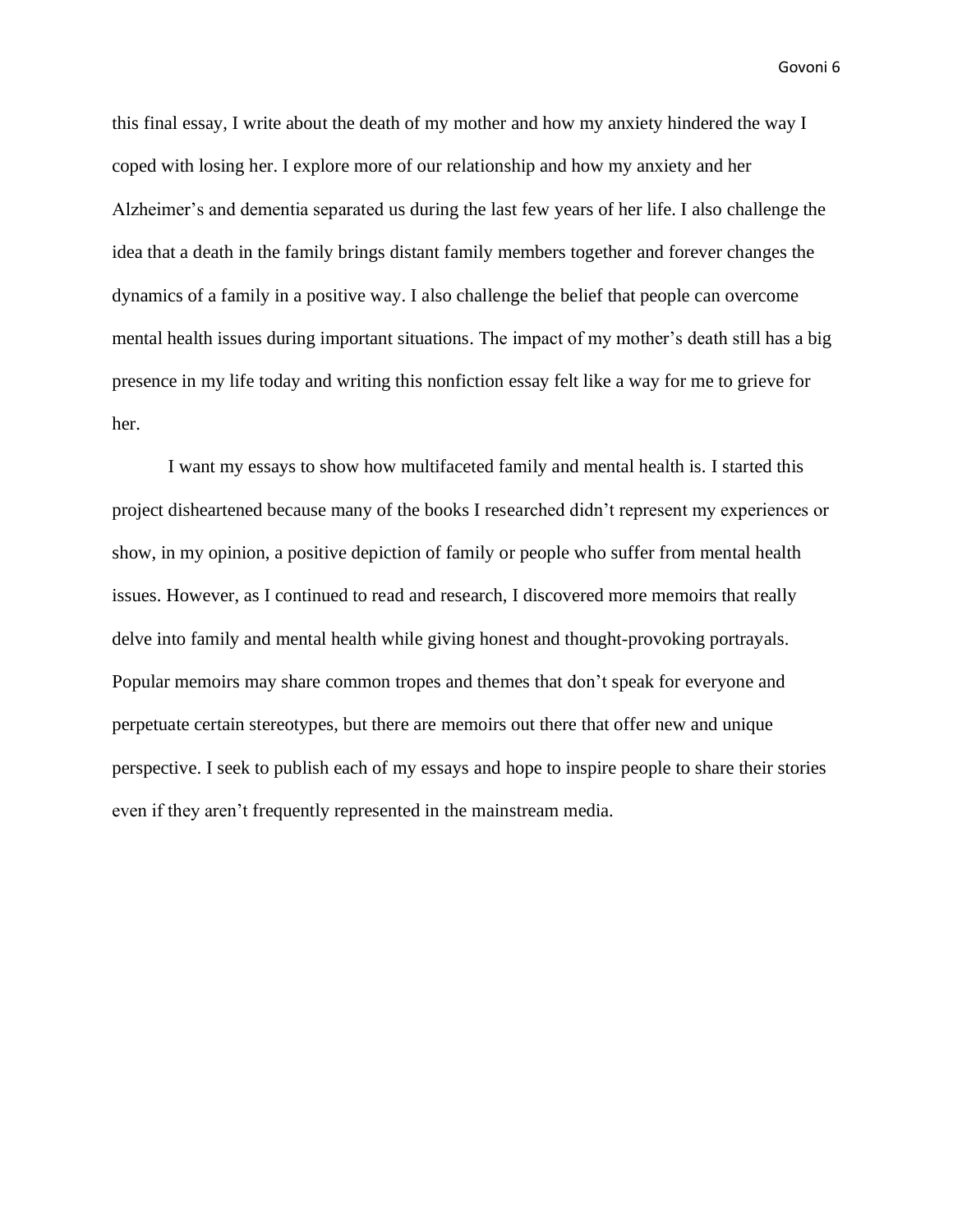this final essay, I write about the death of my mother and how my anxiety hindered the way I coped with losing her. I explore more of our relationship and how my anxiety and her Alzheimer's and dementia separated us during the last few years of her life. I also challenge the idea that a death in the family brings distant family members together and forever changes the dynamics of a family in a positive way. I also challenge the belief that people can overcome mental health issues during important situations. The impact of my mother's death still has a big presence in my life today and writing this nonfiction essay felt like a way for me to grieve for her.

I want my essays to show how multifaceted family and mental health is. I started this project disheartened because many of the books I researched didn't represent my experiences or show, in my opinion, a positive depiction of family or people who suffer from mental health issues. However, as I continued to read and research, I discovered more memoirs that really delve into family and mental health while giving honest and thought-provoking portrayals. Popular memoirs may share common tropes and themes that don't speak for everyone and perpetuate certain stereotypes, but there are memoirs out there that offer new and unique perspective. I seek to publish each of my essays and hope to inspire people to share their stories even if they aren't frequently represented in the mainstream media.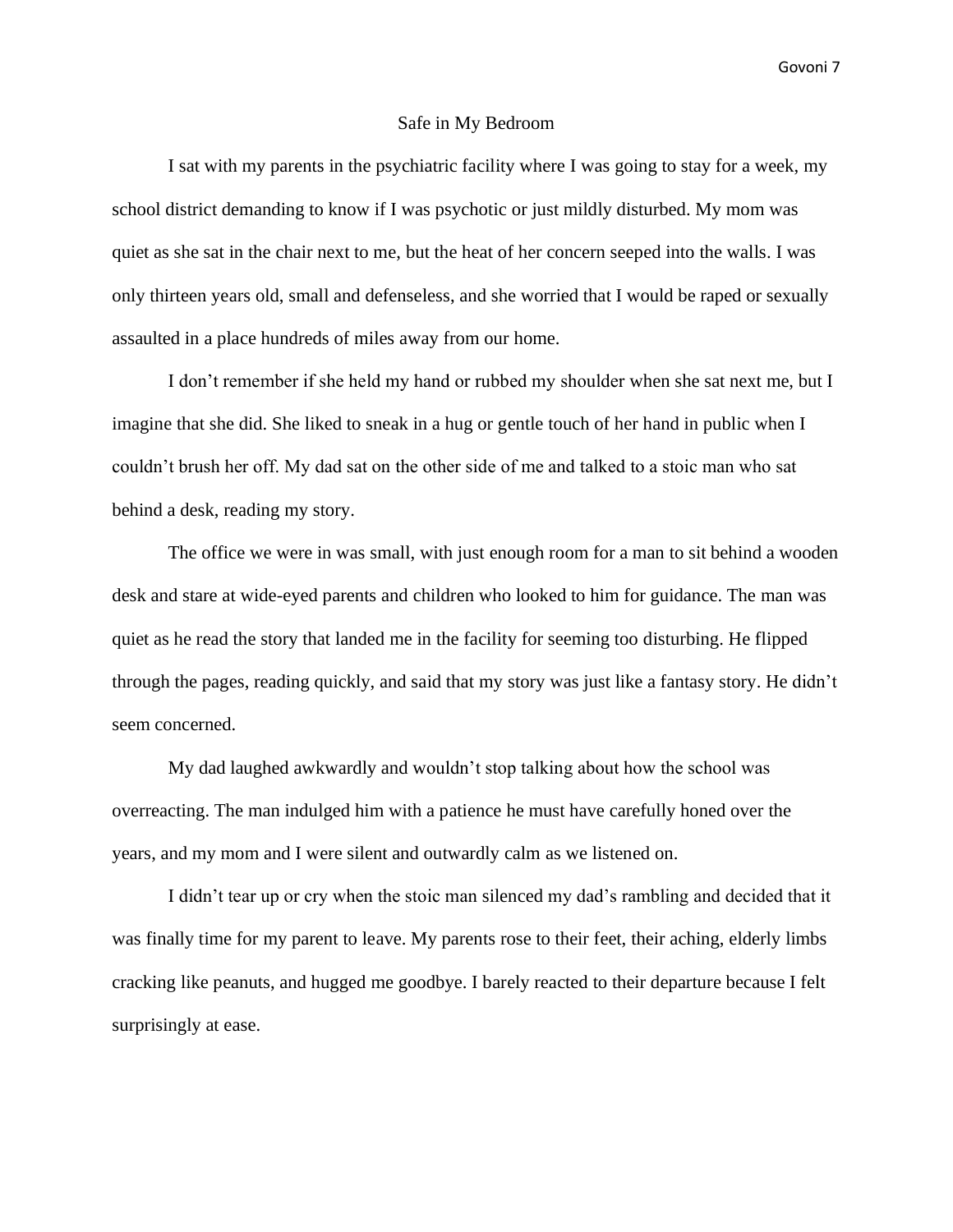## Safe in My Bedroom

I sat with my parents in the psychiatric facility where I was going to stay for a week, my school district demanding to know if I was psychotic or just mildly disturbed. My mom was quiet as she sat in the chair next to me, but the heat of her concern seeped into the walls. I was only thirteen years old, small and defenseless, and she worried that I would be raped or sexually assaulted in a place hundreds of miles away from our home.

I don't remember if she held my hand or rubbed my shoulder when she sat next me, but I imagine that she did. She liked to sneak in a hug or gentle touch of her hand in public when I couldn't brush her off. My dad sat on the other side of me and talked to a stoic man who sat behind a desk, reading my story.

The office we were in was small, with just enough room for a man to sit behind a wooden desk and stare at wide-eyed parents and children who looked to him for guidance. The man was quiet as he read the story that landed me in the facility for seeming too disturbing. He flipped through the pages, reading quickly, and said that my story was just like a fantasy story. He didn't seem concerned.

My dad laughed awkwardly and wouldn't stop talking about how the school was overreacting. The man indulged him with a patience he must have carefully honed over the years, and my mom and I were silent and outwardly calm as we listened on.

I didn't tear up or cry when the stoic man silenced my dad's rambling and decided that it was finally time for my parent to leave. My parents rose to their feet, their aching, elderly limbs cracking like peanuts, and hugged me goodbye. I barely reacted to their departure because I felt surprisingly at ease.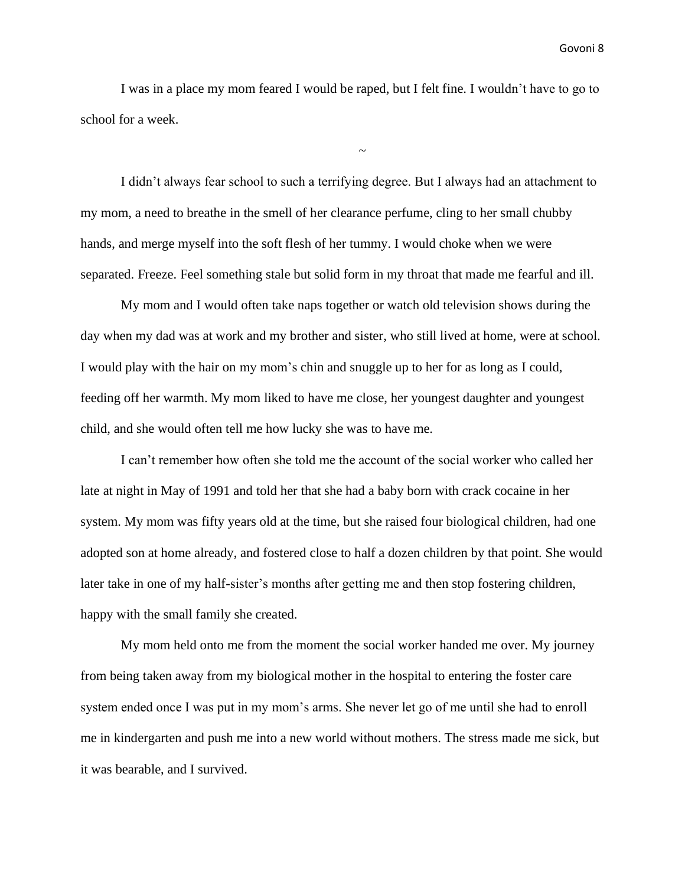I was in a place my mom feared I would be raped, but I felt fine. I wouldn't have to go to school for a week.

~

I didn't always fear school to such a terrifying degree. But I always had an attachment to my mom, a need to breathe in the smell of her clearance perfume, cling to her small chubby hands, and merge myself into the soft flesh of her tummy. I would choke when we were separated. Freeze. Feel something stale but solid form in my throat that made me fearful and ill.

My mom and I would often take naps together or watch old television shows during the day when my dad was at work and my brother and sister, who still lived at home, were at school. I would play with the hair on my mom's chin and snuggle up to her for as long as I could, feeding off her warmth. My mom liked to have me close, her youngest daughter and youngest child, and she would often tell me how lucky she was to have me.

I can't remember how often she told me the account of the social worker who called her late at night in May of 1991 and told her that she had a baby born with crack cocaine in her system. My mom was fifty years old at the time, but she raised four biological children, had one adopted son at home already, and fostered close to half a dozen children by that point. She would later take in one of my half-sister's months after getting me and then stop fostering children, happy with the small family she created.

My mom held onto me from the moment the social worker handed me over. My journey from being taken away from my biological mother in the hospital to entering the foster care system ended once I was put in my mom's arms. She never let go of me until she had to enroll me in kindergarten and push me into a new world without mothers. The stress made me sick, but it was bearable, and I survived.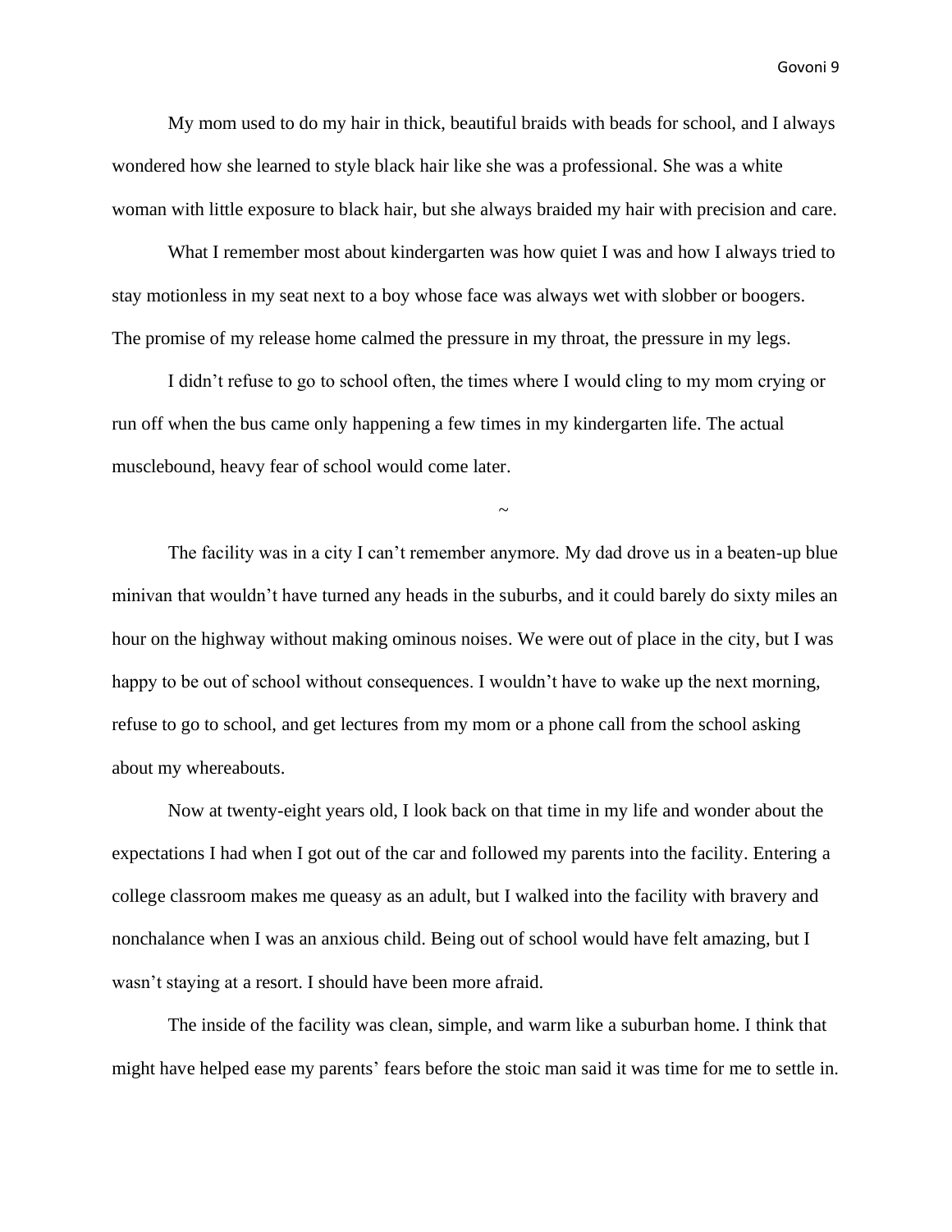My mom used to do my hair in thick, beautiful braids with beads for school, and I always wondered how she learned to style black hair like she was a professional. She was a white woman with little exposure to black hair, but she always braided my hair with precision and care.

What I remember most about kindergarten was how quiet I was and how I always tried to stay motionless in my seat next to a boy whose face was always wet with slobber or boogers. The promise of my release home calmed the pressure in my throat, the pressure in my legs.

I didn't refuse to go to school often, the times where I would cling to my mom crying or run off when the bus came only happening a few times in my kindergarten life. The actual musclebound, heavy fear of school would come later.

~

The facility was in a city I can't remember anymore. My dad drove us in a beaten-up blue minivan that wouldn't have turned any heads in the suburbs, and it could barely do sixty miles an hour on the highway without making ominous noises. We were out of place in the city, but I was happy to be out of school without consequences. I wouldn't have to wake up the next morning, refuse to go to school, and get lectures from my mom or a phone call from the school asking about my whereabouts.

Now at twenty-eight years old, I look back on that time in my life and wonder about the expectations I had when I got out of the car and followed my parents into the facility. Entering a college classroom makes me queasy as an adult, but I walked into the facility with bravery and nonchalance when I was an anxious child. Being out of school would have felt amazing, but I wasn't staying at a resort. I should have been more afraid.

The inside of the facility was clean, simple, and warm like a suburban home. I think that might have helped ease my parents' fears before the stoic man said it was time for me to settle in.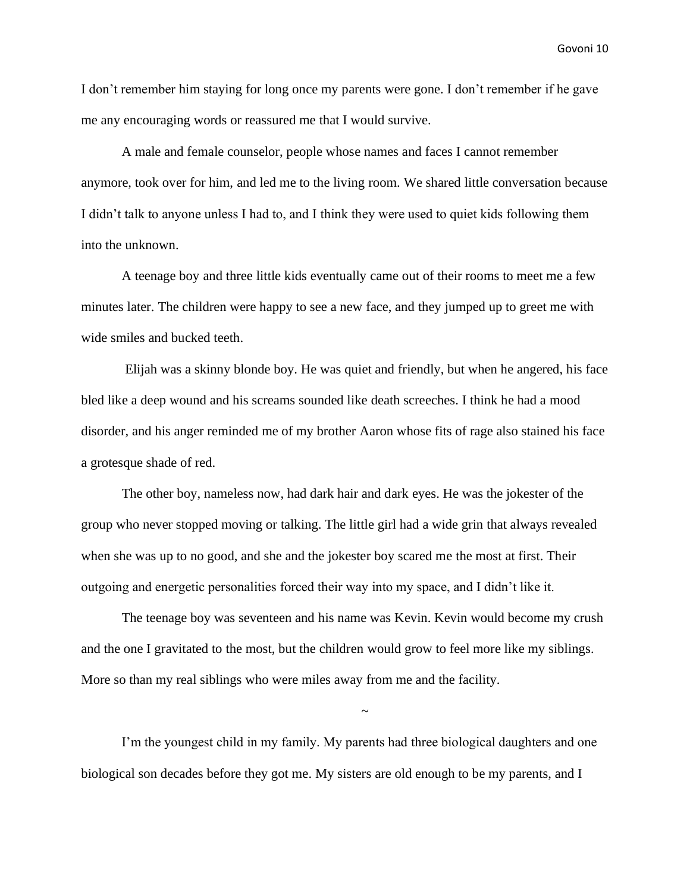I don't remember him staying for long once my parents were gone. I don't remember if he gave me any encouraging words or reassured me that I would survive.

A male and female counselor, people whose names and faces I cannot remember anymore, took over for him, and led me to the living room. We shared little conversation because I didn't talk to anyone unless I had to, and I think they were used to quiet kids following them into the unknown.

A teenage boy and three little kids eventually came out of their rooms to meet me a few minutes later. The children were happy to see a new face, and they jumped up to greet me with wide smiles and bucked teeth.

Elijah was a skinny blonde boy. He was quiet and friendly, but when he angered, his face bled like a deep wound and his screams sounded like death screeches. I think he had a mood disorder, and his anger reminded me of my brother Aaron whose fits of rage also stained his face a grotesque shade of red.

The other boy, nameless now, had dark hair and dark eyes. He was the jokester of the group who never stopped moving or talking. The little girl had a wide grin that always revealed when she was up to no good, and she and the jokester boy scared me the most at first. Their outgoing and energetic personalities forced their way into my space, and I didn't like it.

The teenage boy was seventeen and his name was Kevin. Kevin would become my crush and the one I gravitated to the most, but the children would grow to feel more like my siblings. More so than my real siblings who were miles away from me and the facility.

~

I'm the youngest child in my family. My parents had three biological daughters and one biological son decades before they got me. My sisters are old enough to be my parents, and I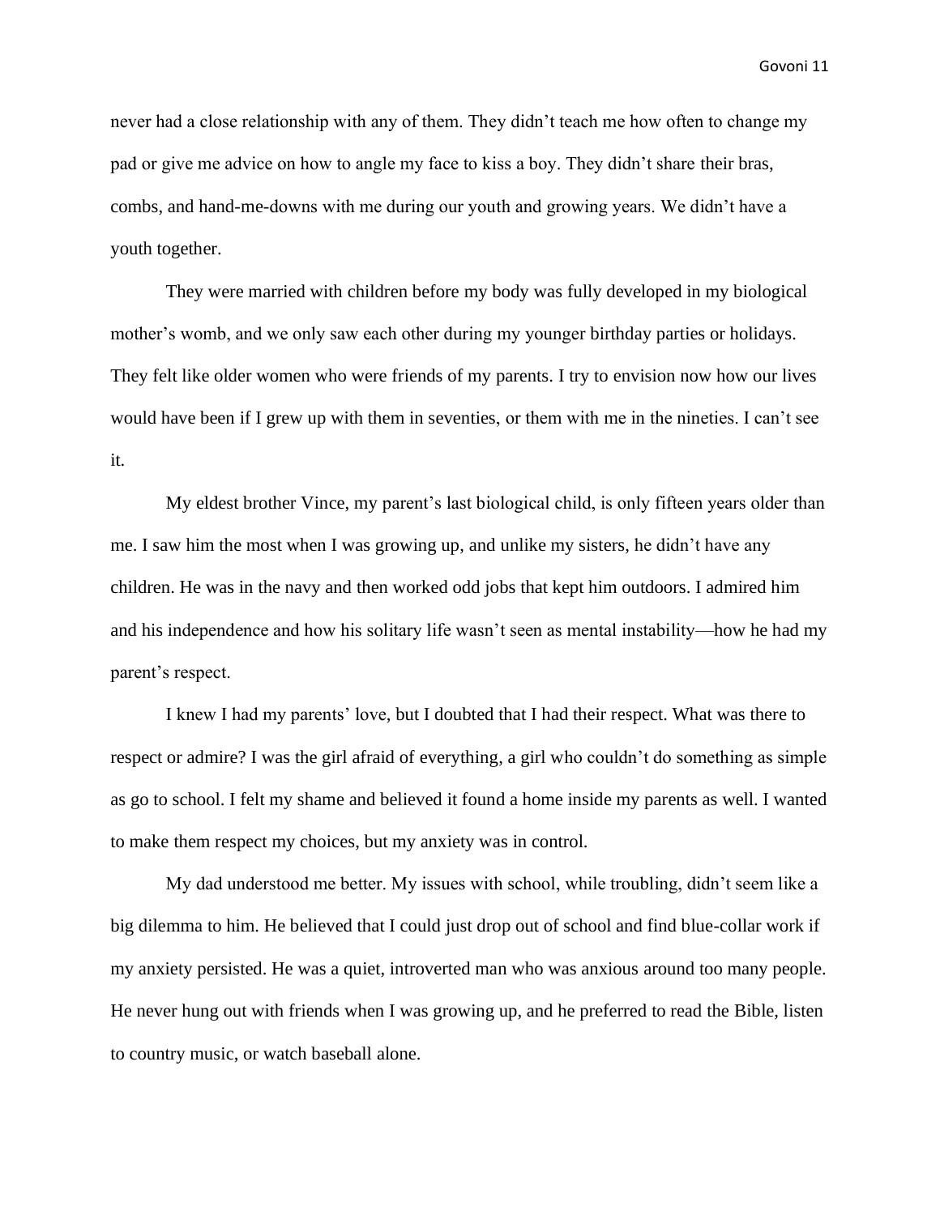never had a close relationship with any of them. They didn't teach me how often to change my pad or give me advice on how to angle my face to kiss a boy. They didn't share their bras, combs, and hand-me-downs with me during our youth and growing years. We didn't have a youth together.

They were married with children before my body was fully developed in my biological mother's womb, and we only saw each other during my younger birthday parties or holidays. They felt like older women who were friends of my parents. I try to envision now how our lives would have been if I grew up with them in seventies, or them with me in the nineties. I can't see it.

My eldest brother Vince, my parent's last biological child, is only fifteen years older than me. I saw him the most when I was growing up, and unlike my sisters, he didn't have any children. He was in the navy and then worked odd jobs that kept him outdoors. I admired him and his independence and how his solitary life wasn't seen as mental instability—how he had my parent's respect.

I knew I had my parents' love, but I doubted that I had their respect. What was there to respect or admire? I was the girl afraid of everything, a girl who couldn't do something as simple as go to school. I felt my shame and believed it found a home inside my parents as well. I wanted to make them respect my choices, but my anxiety was in control.

My dad understood me better. My issues with school, while troubling, didn't seem like a big dilemma to him. He believed that I could just drop out of school and find blue-collar work if my anxiety persisted. He was a quiet, introverted man who was anxious around too many people. He never hung out with friends when I was growing up, and he preferred to read the Bible, listen to country music, or watch baseball alone.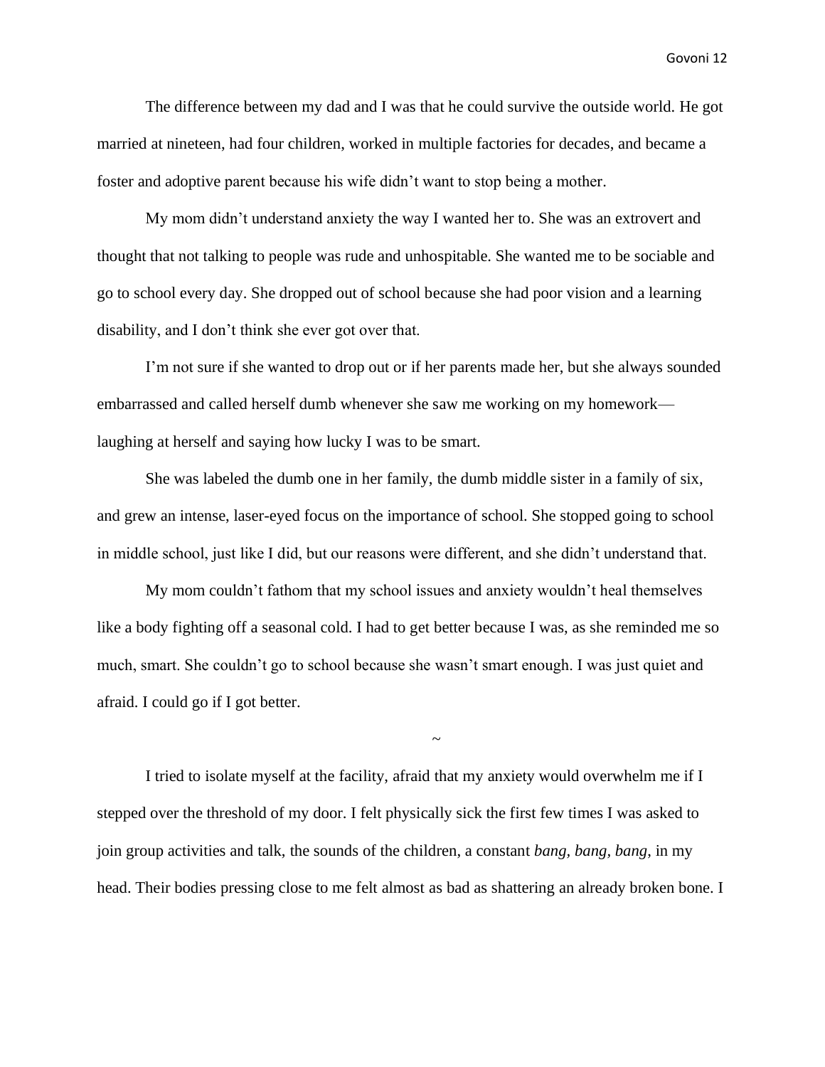The difference between my dad and I was that he could survive the outside world. He got married at nineteen, had four children, worked in multiple factories for decades, and became a foster and adoptive parent because his wife didn't want to stop being a mother.

My mom didn't understand anxiety the way I wanted her to. She was an extrovert and thought that not talking to people was rude and unhospitable. She wanted me to be sociable and go to school every day. She dropped out of school because she had poor vision and a learning disability, and I don't think she ever got over that.

I'm not sure if she wanted to drop out or if her parents made her, but she always sounded embarrassed and called herself dumb whenever she saw me working on my homework—laughing at herself and saying how lucky I was to be smart.

She was labeled the dumb one in her family, the dumb middle sister in a family of six, and grew an intense, laser-eyed focus on the importance of school. She stopped going to school in middle school, just like I did, but our reasons were different, and she didn't understand that.

My mom couldn't fathom that my school issues and anxiety wouldn't heal themselves like a body fighting off a seasonal cold. I had to get better because I was, as she reminded me so much, smart. She couldn't go to school because she wasn't smart enough. I was just quiet and afraid. I could go if I got better.

~

I tried to isolate myself at the facility, afraid that my anxiety would overwhelm me if I stepped over the threshold of my door. I felt physically sick the first few times I was asked to join group activities and talk, the sounds of the children, a constant *bang, bang, bang,* in my head. Their bodies pressing close to me felt almost as bad as shattering an already broken bone. I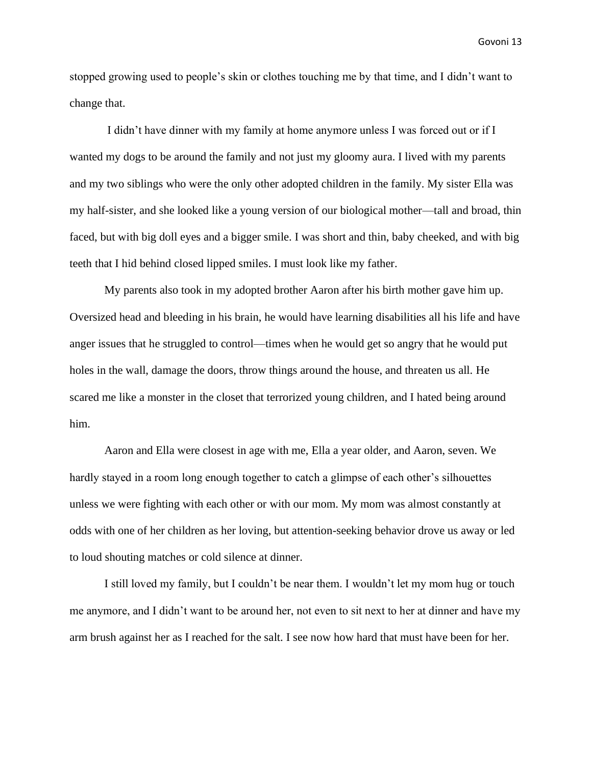stopped growing used to people's skin or clothes touching me by that time, and I didn't want to change that.

I didn't have dinner with my family at home anymore unless I was forced out or if I wanted my dogs to be around the family and not just my gloomy aura. I lived with my parents and my two siblings who were the only other adopted children in the family. My sister Ella was my half-sister, and she looked like a young version of our biological mother—tall and broad, thin faced, but with big doll eyes and a bigger smile. I was short and thin, baby cheeked, and with big teeth that I hid behind closed lipped smiles. I must look like my father.

My parents also took in my adopted brother Aaron after his birth mother gave him up. Oversized head and bleeding in his brain, he would have learning disabilities all his life and have anger issues that he struggled to control—times when he would get so angry that he would put holes in the wall, damage the doors, throw things around the house, and threaten us all. He scared me like a monster in the closet that terrorized young children, and I hated being around him.

Aaron and Ella were closest in age with me, Ella a year older, and Aaron, seven. We hardly stayed in a room long enough together to catch a glimpse of each other's silhouettes unless we were fighting with each other or with our mom. My mom was almost constantly at odds with one of her children as her loving, but attention-seeking behavior drove us away or led to loud shouting matches or cold silence at dinner.

I still loved my family, but I couldn't be near them. I wouldn't let my mom hug or touch me anymore, and I didn't want to be around her, not even to sit next to her at dinner and have my arm brush against her as I reached for the salt. I see now how hard that must have been for her.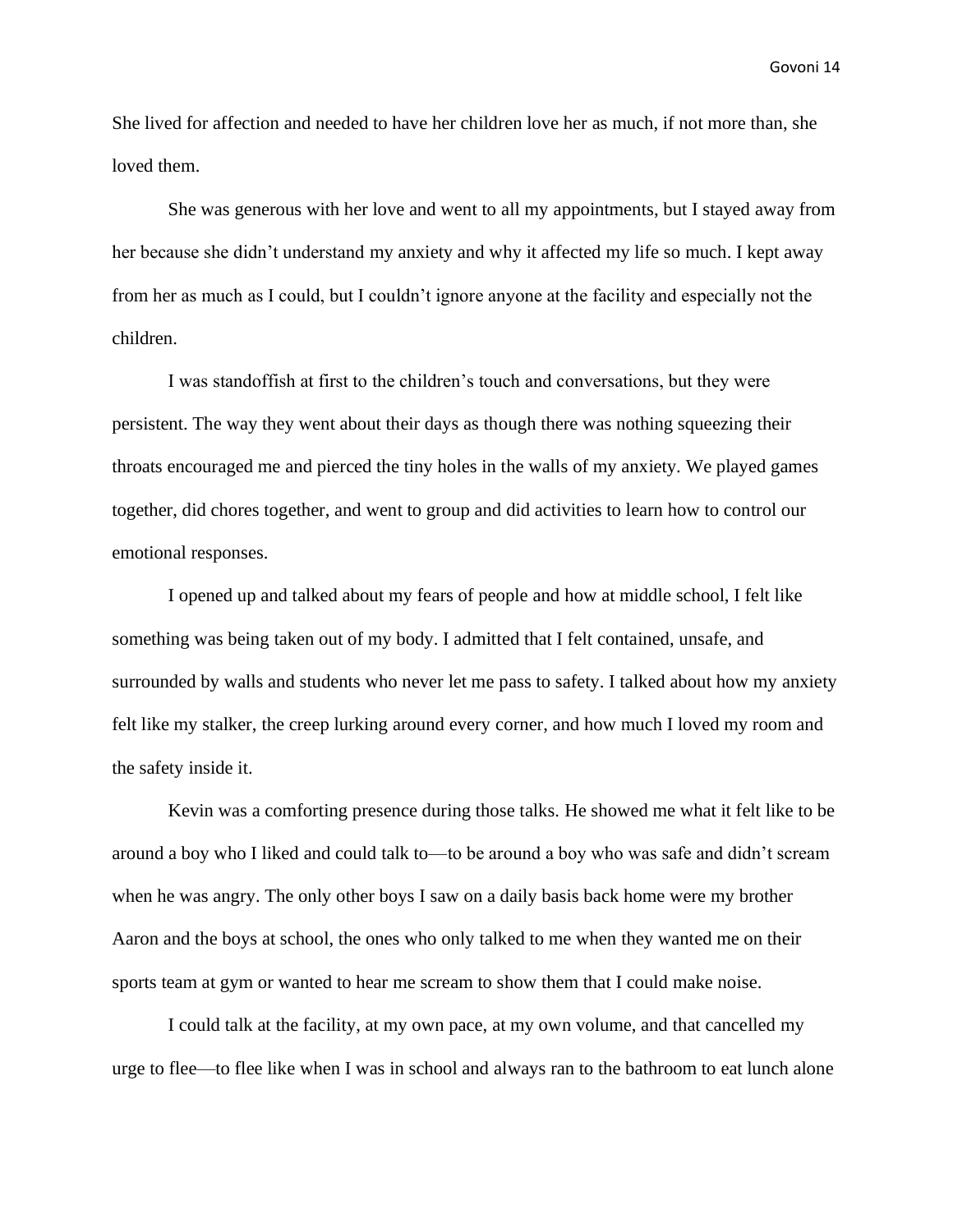She lived for affection and needed to have her children love her as much, if not more than, she loved them.

She was generous with her love and went to all my appointments, but I stayed away from her because she didn't understand my anxiety and why it affected my life so much. I kept away from her as much as I could, but I couldn't ignore anyone at the facility and especially not the children.

I was standoffish at first to the children's touch and conversations, but they were persistent. The way they went about their days as though there was nothing squeezing their throats encouraged me and pierced the tiny holes in the walls of my anxiety. We played games together, did chores together, and went to group and did activities to learn how to control our emotional responses.

I opened up and talked about my fears of people and how at middle school, I felt like something was being taken out of my body. I admitted that I felt contained, unsafe, and surrounded by walls and students who never let me pass to safety. I talked about how my anxiety felt like my stalker, the creep lurking around every corner, and how much I loved my room and the safety inside it.

Kevin was a comforting presence during those talks. He showed me what it felt like to be around a boy who I liked and could talk to—to be around a boy who was safe and didn't scream when he was angry. The only other boys I saw on a daily basis back home were my brother Aaron and the boys at school, the ones who only talked to me when they wanted me on their sports team at gym or wanted to hear me scream to show them that I could make noise.

I could talk at the facility, at my own pace, at my own volume, and that cancelled my urge to flee—to flee like when I was in school and always ran to the bathroom to eat lunch alone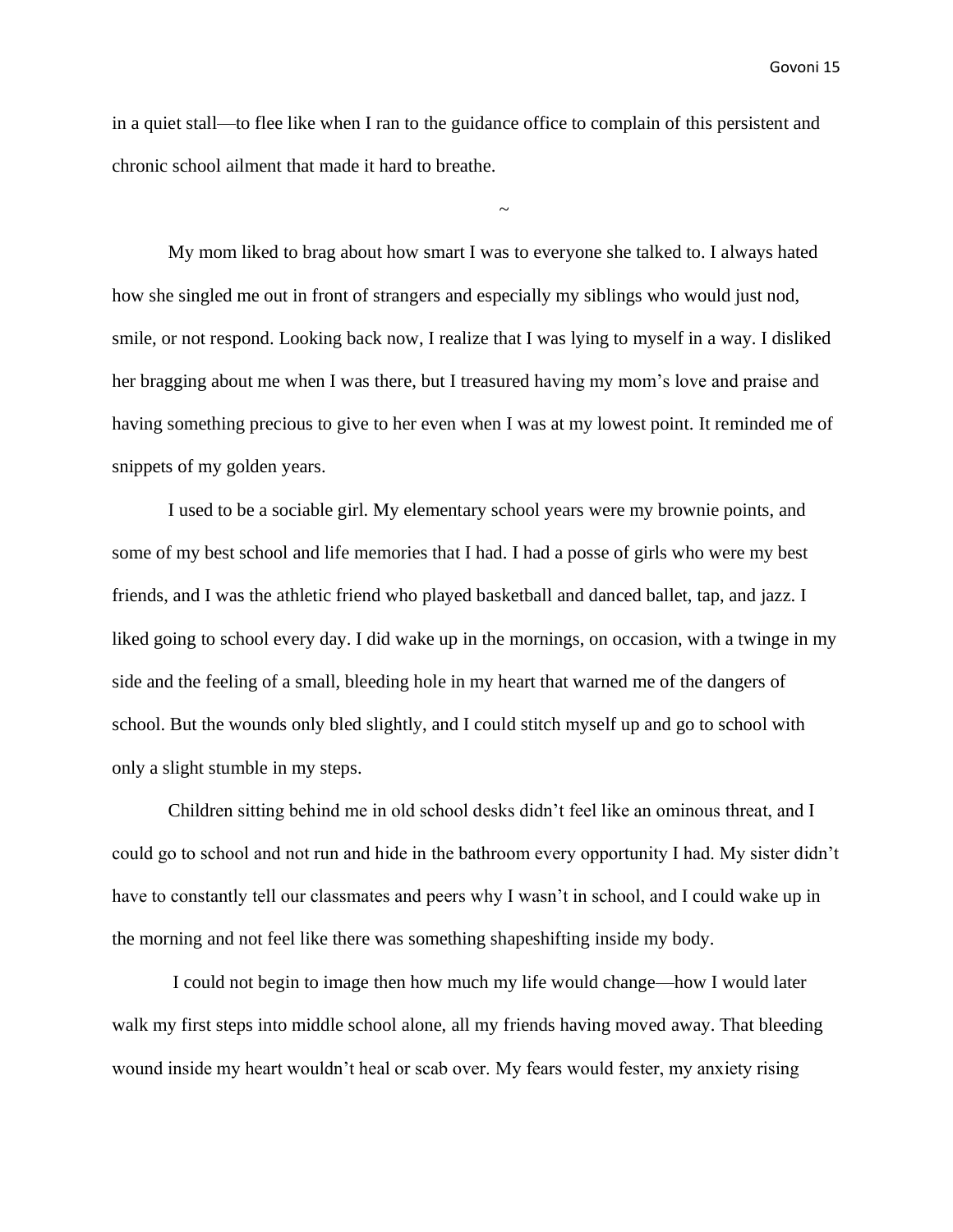in a quiet stall—to flee like when I ran to the guidance office to complain of this persistent and chronic school ailment that made it hard to breathe.

~

My mom liked to brag about how smart I was to everyone she talked to. I always hated how she singled me out in front of strangers and especially my siblings who would just nod, smile, or not respond. Looking back now, I realize that I was lying to myself in a way. I disliked her bragging about me when I was there, but I treasured having my mom's love and praise and having something precious to give to her even when I was at my lowest point. It reminded me of snippets of my golden years.

I used to be a sociable girl. My elementary school years were my brownie points, and some of my best school and life memories that I had. I had a posse of girls who were my best friends, and I was the athletic friend who played basketball and danced ballet, tap, and jazz. I liked going to school every day. I did wake up in the mornings, on occasion, with a twinge in my side and the feeling of a small, bleeding hole in my heart that warned me of the dangers of school. But the wounds only bled slightly, and I could stitch myself up and go to school with only a slight stumble in my steps.

Children sitting behind me in old school desks didn't feel like an ominous threat, and I could go to school and not run and hide in the bathroom every opportunity I had. My sister didn't have to constantly tell our classmates and peers why I wasn't in school, and I could wake up in the morning and not feel like there was something shapeshifting inside my body.

I could not begin to image then how much my life would change—how I would later walk my first steps into middle school alone, all my friends having moved away. That bleeding wound inside my heart wouldn't heal or scab over. My fears would fester, my anxiety rising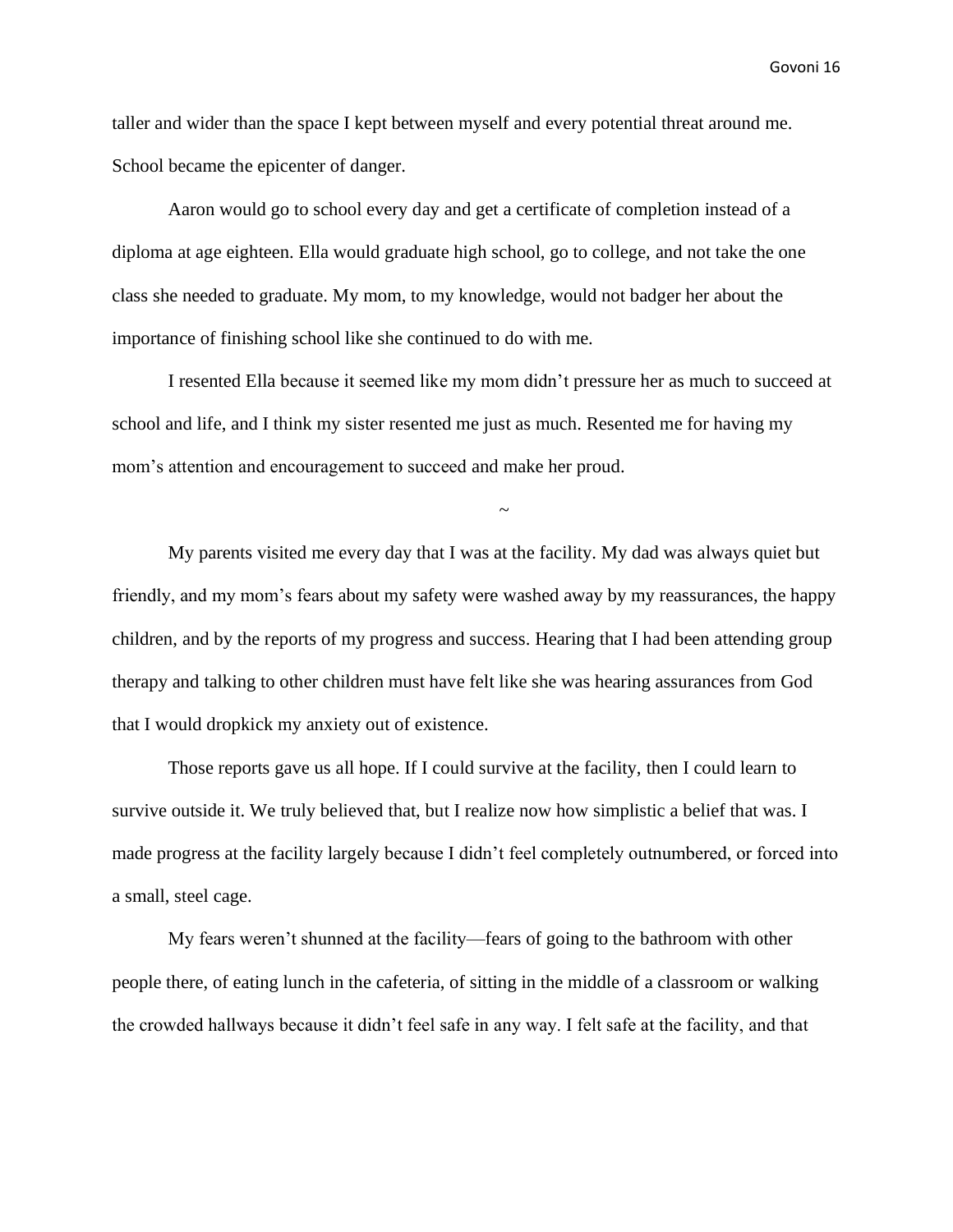taller and wider than the space I kept between myself and every potential threat around me. School became the epicenter of danger.

Aaron would go to school every day and get a certificate of completion instead of a diploma at age eighteen. Ella would graduate high school, go to college, and not take the one class she needed to graduate. My mom, to my knowledge, would not badger her about the importance of finishing school like she continued to do with me.

I resented Ella because it seemed like my mom didn't pressure her as much to succeed at school and life, and I think my sister resented me just as much. Resented me for having my mom's attention and encouragement to succeed and make her proud.

~

My parents visited me every day that I was at the facility. My dad was always quiet but friendly, and my mom's fears about my safety were washed away by my reassurances, the happy children, and by the reports of my progress and success. Hearing that I had been attending group therapy and talking to other children must have felt like she was hearing assurances from God that I would dropkick my anxiety out of existence.

Those reports gave us all hope. If I could survive at the facility, then I could learn to survive outside it. We truly believed that, but I realize now how simplistic a belief that was. I made progress at the facility largely because I didn't feel completely outnumbered, or forced into a small, steel cage.

My fears weren't shunned at the facility—fears of going to the bathroom with other people there, of eating lunch in the cafeteria, of sitting in the middle of a classroom or walking the crowded hallways because it didn't feel safe in any way. I felt safe at the facility, and that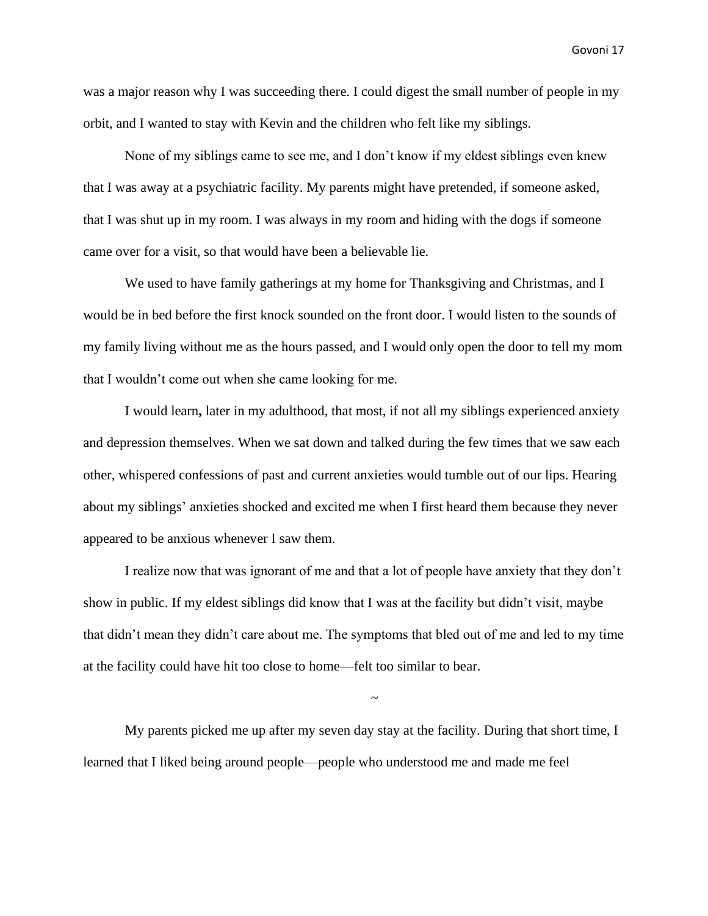was a major reason why I was succeeding there. I could digest the small number of people in my orbit, and I wanted to stay with Kevin and the children who felt like my siblings.

None of my siblings came to see me, and I don't know if my eldest siblings even knew that I was away at a psychiatric facility. My parents might have pretended, if someone asked, that I was shut up in my room. I was always in my room and hiding with the dogs if someone came over for a visit, so that would have been a believable lie.

We used to have family gatherings at my home for Thanksgiving and Christmas, and I would be in bed before the first knock sounded on the front door. I would listen to the sounds of my family living without me as the hours passed, and I would only open the door to tell my mom that I wouldn't come out when she came looking for me.

I would learn**,** later in my adulthood, that most, if not all my siblings experienced anxiety and depression themselves. When we sat down and talked during the few times that we saw each other, whispered confessions of past and current anxieties would tumble out of our lips. Hearing about my siblings' anxieties shocked and excited me when I first heard them because they never appeared to be anxious whenever I saw them.

I realize now that was ignorant of me and that a lot of people have anxiety that they don't show in public. If my eldest siblings did know that I was at the facility but didn't visit, maybe that didn't mean they didn't care about me. The symptoms that bled out of me and led to my time at the facility could have hit too close to home—felt too similar to bear.

~

My parents picked me up after my seven day stay at the facility. During that short time, I learned that I liked being around people—people who understood me and made me feel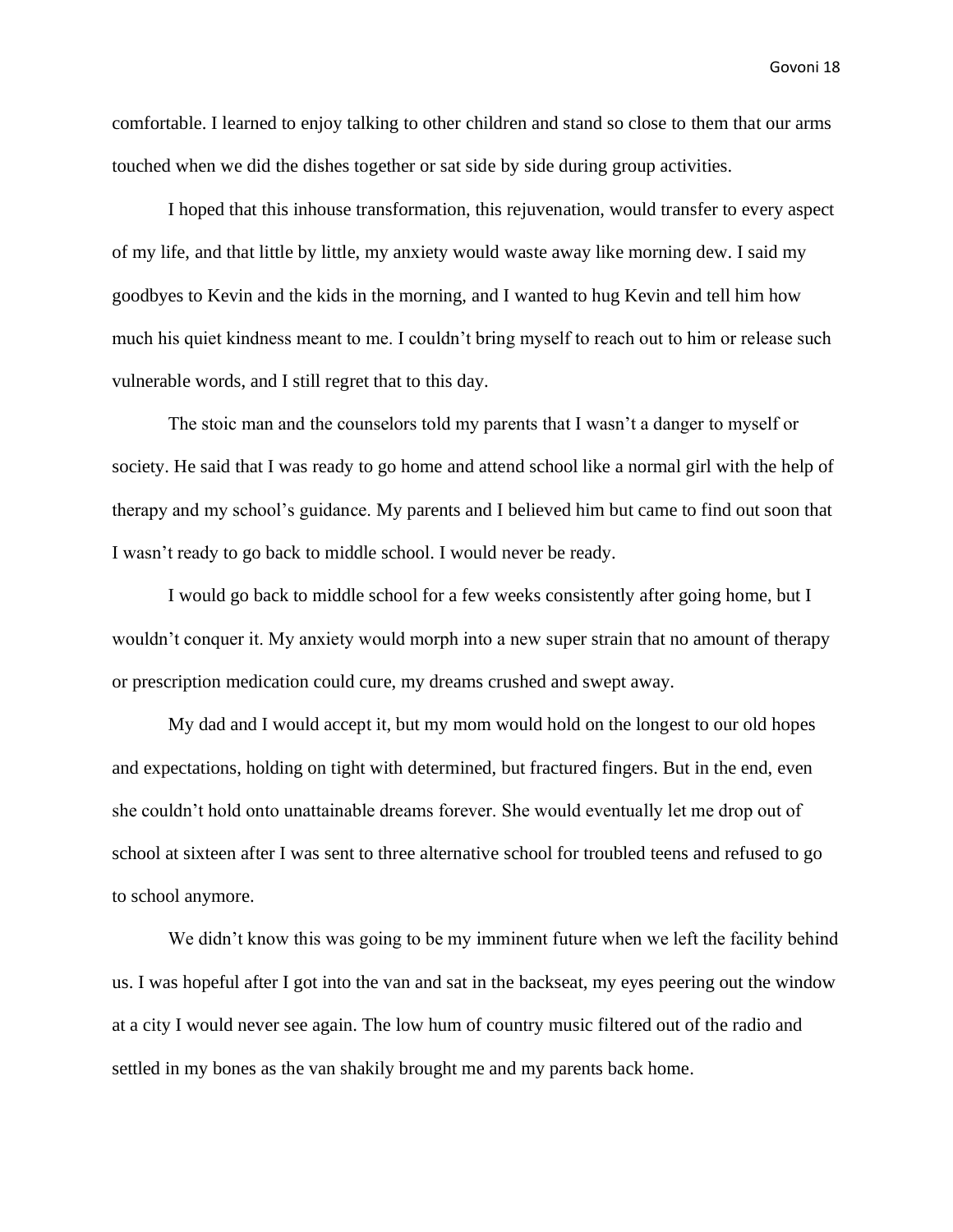comfortable. I learned to enjoy talking to other children and stand so close to them that our arms touched when we did the dishes together or sat side by side during group activities.

I hoped that this inhouse transformation, this rejuvenation, would transfer to every aspect of my life, and that little by little, my anxiety would waste away like morning dew. I said my goodbyes to Kevin and the kids in the morning, and I wanted to hug Kevin and tell him how much his quiet kindness meant to me. I couldn't bring myself to reach out to him or release such vulnerable words, and I still regret that to this day.

The stoic man and the counselors told my parents that I wasn't a danger to myself or society. He said that I was ready to go home and attend school like a normal girl with the help of therapy and my school's guidance. My parents and I believed him but came to find out soon that I wasn't ready to go back to middle school. I would never be ready.

I would go back to middle school for a few weeks consistently after going home, but I wouldn't conquer it. My anxiety would morph into a new super strain that no amount of therapy or prescription medication could cure, my dreams crushed and swept away.

My dad and I would accept it, but my mom would hold on the longest to our old hopes and expectations, holding on tight with determined, but fractured fingers. But in the end, even she couldn't hold onto unattainable dreams forever. She would eventually let me drop out of school at sixteen after I was sent to three alternative school for troubled teens and refused to go to school anymore.

We didn't know this was going to be my imminent future when we left the facility behind us. I was hopeful after I got into the van and sat in the backseat, my eyes peering out the window at a city I would never see again. The low hum of country music filtered out of the radio and settled in my bones as the van shakily brought me and my parents back home.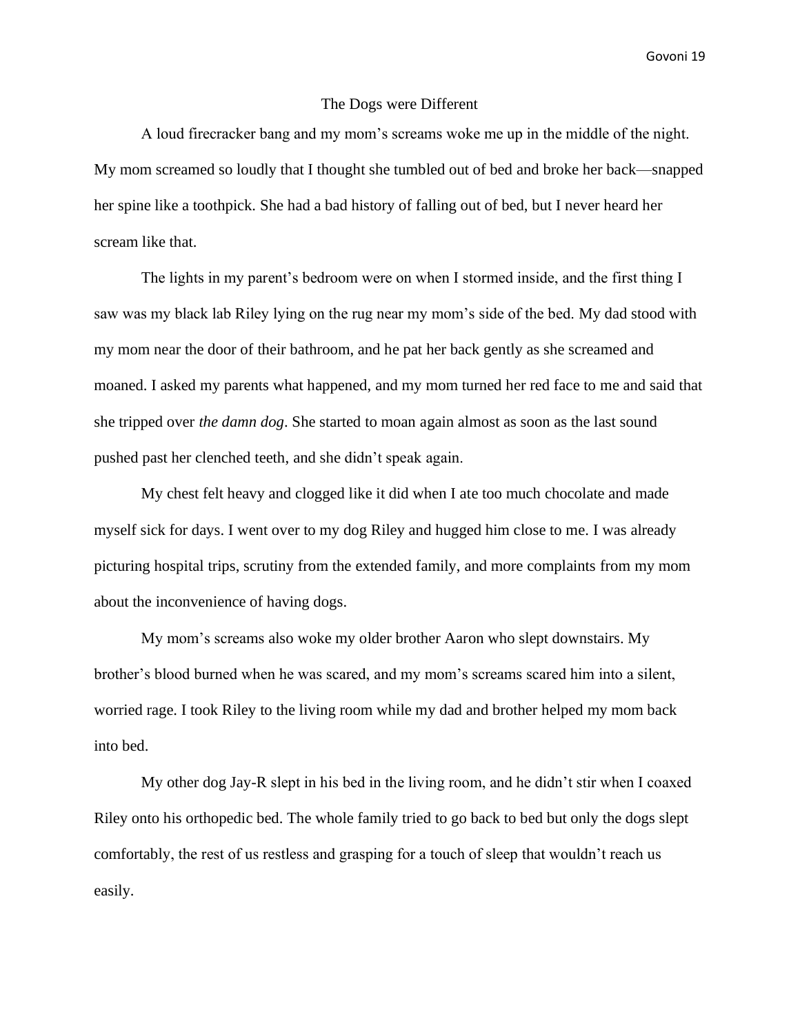# The Dogs were Different

A loud firecracker bang and my mom's screams woke me up in the middle of the night. My mom screamed so loudly that I thought she tumbled out of bed and broke her back—snapped her spine like a toothpick. She had a bad history of falling out of bed, but I never heard her scream like that.

The lights in my parent's bedroom were on when I stormed inside, and the first thing I saw was my black lab Riley lying on the rug near my mom's side of the bed. My dad stood with my mom near the door of their bathroom, and he pat her back gently as she screamed and moaned. I asked my parents what happened, and my mom turned her red face to me and said that she tripped over *the damn dog*. She started to moan again almost as soon as the last sound pushed past her clenched teeth, and she didn't speak again.

My chest felt heavy and clogged like it did when I ate too much chocolate and made myself sick for days. I went over to my dog Riley and hugged him close to me. I was already picturing hospital trips, scrutiny from the extended family, and more complaints from my mom about the inconvenience of having dogs.

My mom's screams also woke my older brother Aaron who slept downstairs. My brother's blood burned when he was scared, and my mom's screams scared him into a silent, worried rage. I took Riley to the living room while my dad and brother helped my mom back into bed.

My other dog Jay-R slept in his bed in the living room, and he didn't stir when I coaxed Riley onto his orthopedic bed. The whole family tried to go back to bed but only the dogs slept comfortably, the rest of us restless and grasping for a touch of sleep that wouldn't reach us easily.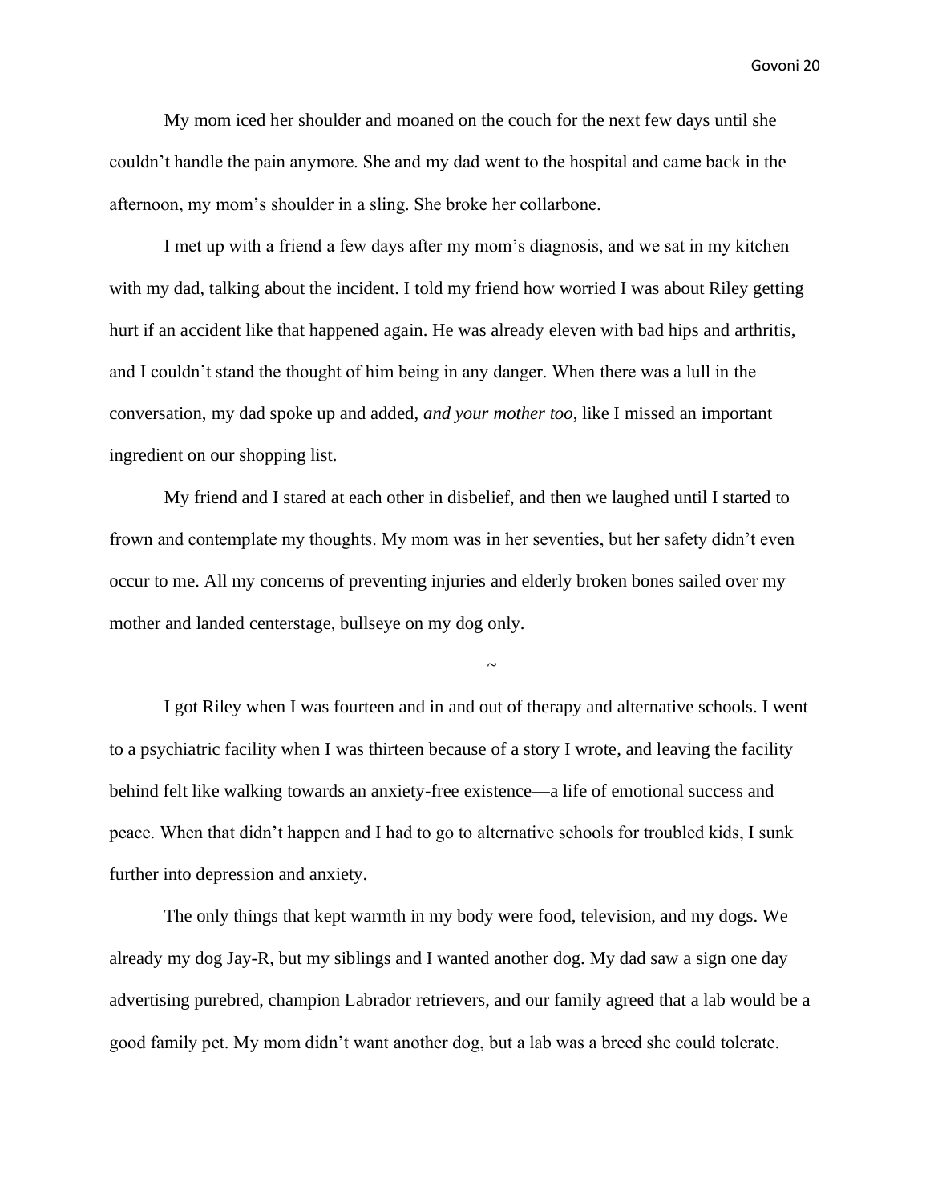My mom iced her shoulder and moaned on the couch for the next few days until she couldn't handle the pain anymore. She and my dad went to the hospital and came back in the afternoon, my mom's shoulder in a sling. She broke her collarbone.

I met up with a friend a few days after my mom's diagnosis, and we sat in my kitchen with my dad, talking about the incident. I told my friend how worried I was about Riley getting hurt if an accident like that happened again. He was already eleven with bad hips and arthritis, and I couldn't stand the thought of him being in any danger. When there was a lull in the conversation, my dad spoke up and added, *and your mother too*, like I missed an important ingredient on our shopping list.

My friend and I stared at each other in disbelief, and then we laughed until I started to frown and contemplate my thoughts. My mom was in her seventies, but her safety didn't even occur to me. All my concerns of preventing injuries and elderly broken bones sailed over my mother and landed centerstage, bullseye on my dog only.

~

I got Riley when I was fourteen and in and out of therapy and alternative schools. I went to a psychiatric facility when I was thirteen because of a story I wrote, and leaving the facility behind felt like walking towards an anxiety-free existence—a life of emotional success and peace. When that didn't happen and I had to go to alternative schools for troubled kids, I sunk further into depression and anxiety.

The only things that kept warmth in my body were food, television, and my dogs. We already my dog Jay-R, but my siblings and I wanted another dog. My dad saw a sign one day advertising purebred, champion Labrador retrievers, and our family agreed that a lab would be a good family pet. My mom didn't want another dog, but a lab was a breed she could tolerate.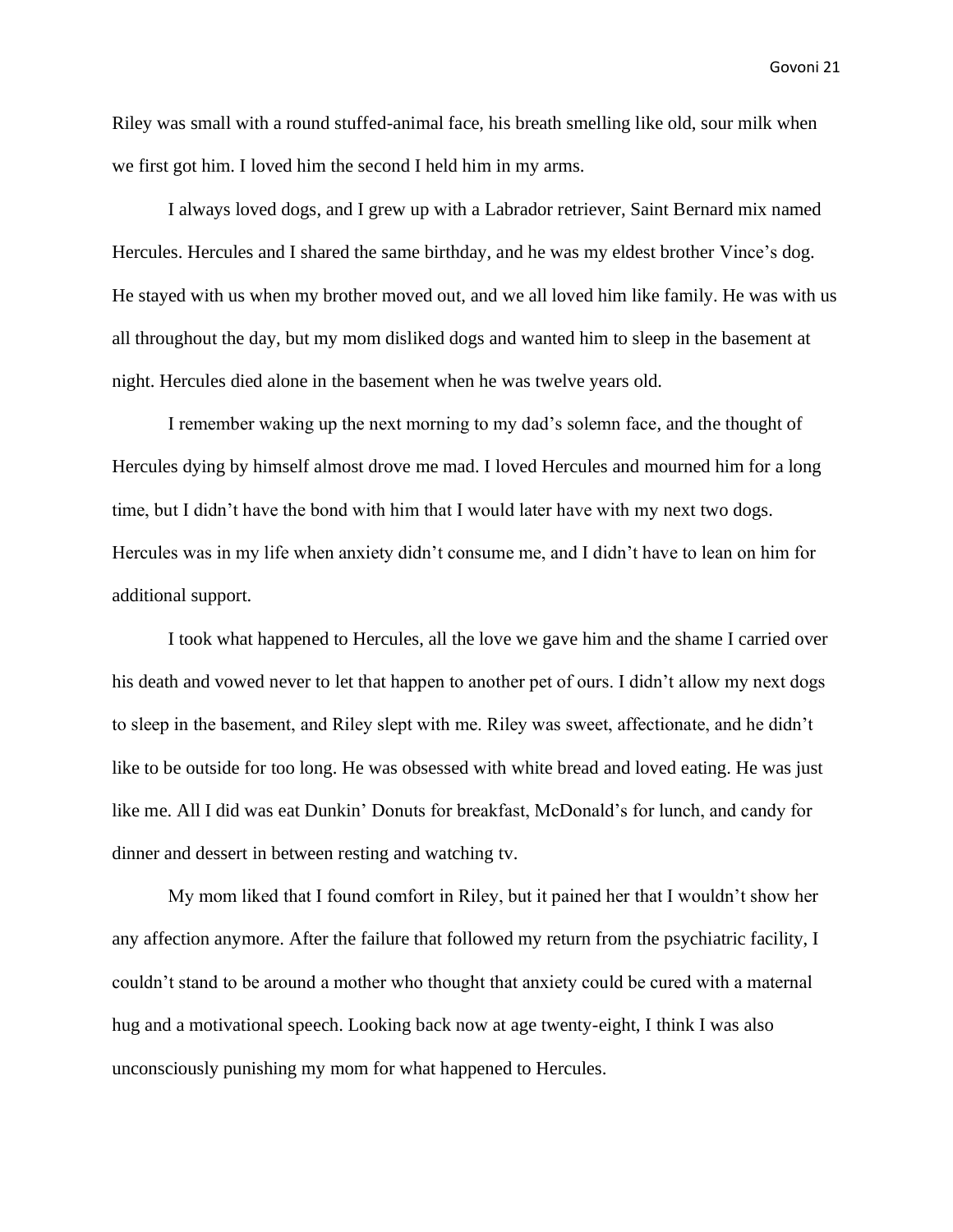Riley was small with a round stuffed-animal face, his breath smelling like old, sour milk when we first got him. I loved him the second I held him in my arms.

I always loved dogs, and I grew up with a Labrador retriever, Saint Bernard mix named Hercules. Hercules and I shared the same birthday, and he was my eldest brother Vince's dog. He stayed with us when my brother moved out, and we all loved him like family. He was with us all throughout the day, but my mom disliked dogs and wanted him to sleep in the basement at night. Hercules died alone in the basement when he was twelve years old.

I remember waking up the next morning to my dad's solemn face, and the thought of Hercules dying by himself almost drove me mad. I loved Hercules and mourned him for a long time, but I didn't have the bond with him that I would later have with my next two dogs. Hercules was in my life when anxiety didn't consume me, and I didn't have to lean on him for additional support.

I took what happened to Hercules, all the love we gave him and the shame I carried over his death and vowed never to let that happen to another pet of ours. I didn't allow my next dogs to sleep in the basement, and Riley slept with me. Riley was sweet, affectionate, and he didn't like to be outside for too long. He was obsessed with white bread and loved eating. He was just like me. All I did was eat Dunkin' Donuts for breakfast, McDonald's for lunch, and candy for dinner and dessert in between resting and watching tv.

My mom liked that I found comfort in Riley, but it pained her that I wouldn't show her any affection anymore. After the failure that followed my return from the psychiatric facility, I couldn't stand to be around a mother who thought that anxiety could be cured with a maternal hug and a motivational speech. Looking back now at age twenty-eight, I think I was also unconsciously punishing my mom for what happened to Hercules.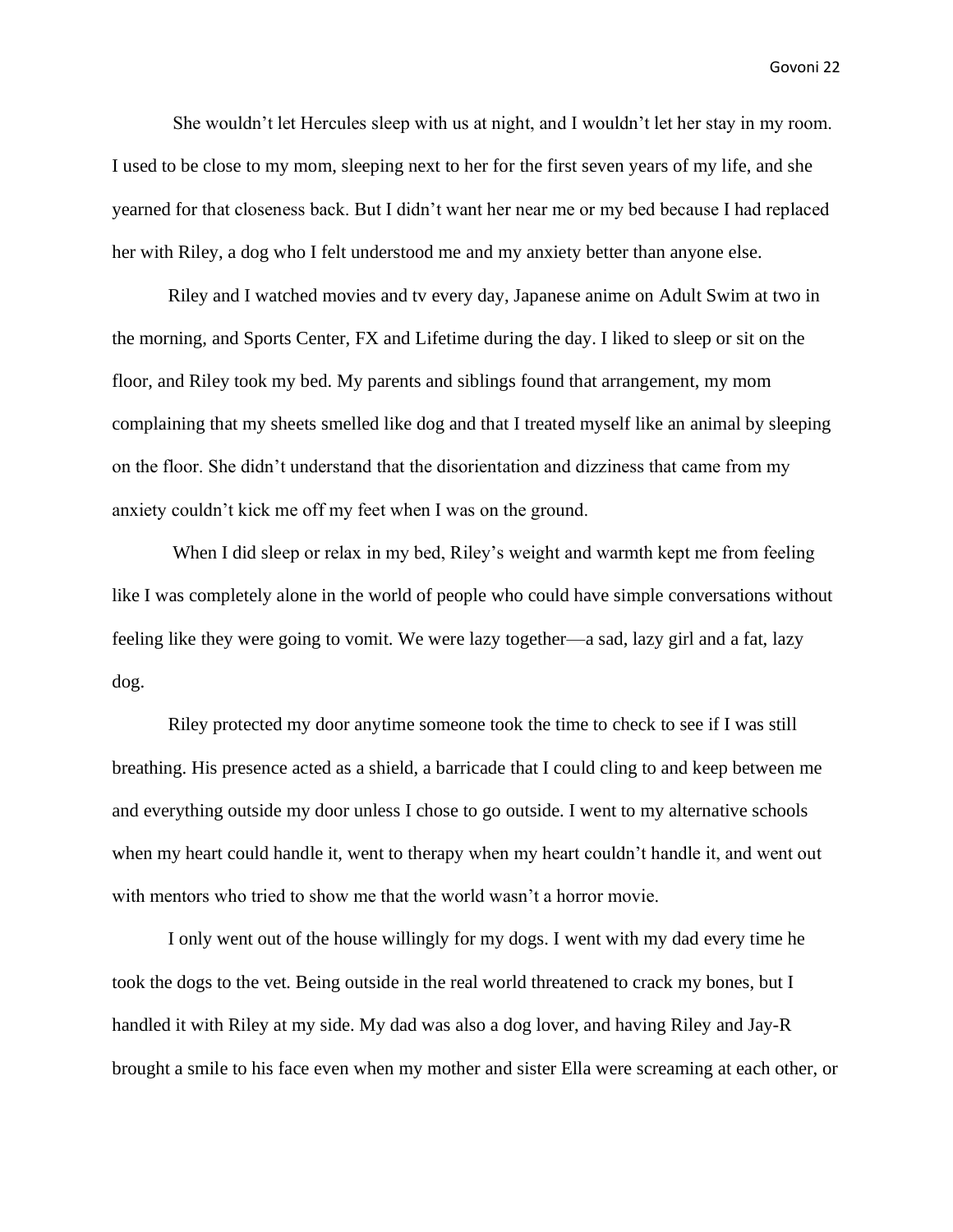She wouldn't let Hercules sleep with us at night, and I wouldn't let her stay in my room. I used to be close to my mom, sleeping next to her for the first seven years of my life, and she yearned for that closeness back. But I didn't want her near me or my bed because I had replaced her with Riley, a dog who I felt understood me and my anxiety better than anyone else.

Riley and I watched movies and tv every day, Japanese anime on Adult Swim at two in the morning, and Sports Center, FX and Lifetime during the day. I liked to sleep or sit on the floor, and Riley took my bed. My parents and siblings found that arrangement, my mom complaining that my sheets smelled like dog and that I treated myself like an animal by sleeping on the floor. She didn't understand that the disorientation and dizziness that came from my anxiety couldn't kick me off my feet when I was on the ground.

When I did sleep or relax in my bed, Riley's weight and warmth kept me from feeling like I was completely alone in the world of people who could have simple conversations without feeling like they were going to vomit. We were lazy together—a sad, lazy girl and a fat, lazy dog.

Riley protected my door anytime someone took the time to check to see if I was still breathing. His presence acted as a shield, a barricade that I could cling to and keep between me and everything outside my door unless I chose to go outside. I went to my alternative schools when my heart could handle it, went to therapy when my heart couldn't handle it, and went out with mentors who tried to show me that the world wasn't a horror movie.

I only went out of the house willingly for my dogs. I went with my dad every time he took the dogs to the vet. Being outside in the real world threatened to crack my bones, but I handled it with Riley at my side. My dad was also a dog lover, and having Riley and Jay-R brought a smile to his face even when my mother and sister Ella were screaming at each other, or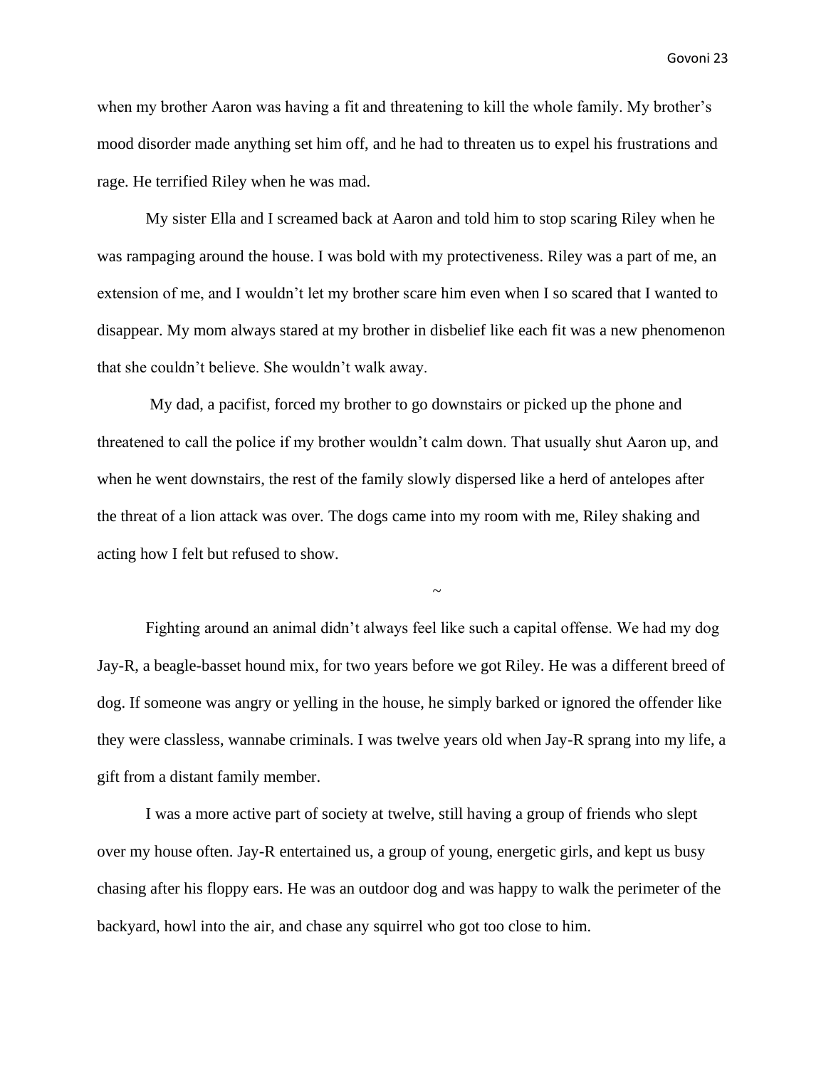when my brother Aaron was having a fit and threatening to kill the whole family. My brother's mood disorder made anything set him off, and he had to threaten us to expel his frustrations and rage. He terrified Riley when he was mad.

My sister Ella and I screamed back at Aaron and told him to stop scaring Riley when he was rampaging around the house. I was bold with my protectiveness. Riley was a part of me, an extension of me, and I wouldn't let my brother scare him even when I so scared that I wanted to disappear. My mom always stared at my brother in disbelief like each fit was a new phenomenon that she couldn't believe. She wouldn't walk away.

My dad, a pacifist, forced my brother to go downstairs or picked up the phone and threatened to call the police if my brother wouldn't calm down. That usually shut Aaron up, and when he went downstairs, the rest of the family slowly dispersed like a herd of antelopes after the threat of a lion attack was over. The dogs came into my room with me, Riley shaking and acting how I felt but refused to show.

~

Fighting around an animal didn't always feel like such a capital offense. We had my dog Jay-R, a beagle-basset hound mix, for two years before we got Riley. He was a different breed of dog. If someone was angry or yelling in the house, he simply barked or ignored the offender like they were classless, wannabe criminals. I was twelve years old when Jay-R sprang into my life, a gift from a distant family member.

I was a more active part of society at twelve, still having a group of friends who slept over my house often. Jay-R entertained us, a group of young, energetic girls, and kept us busy chasing after his floppy ears. He was an outdoor dog and was happy to walk the perimeter of the backyard, howl into the air, and chase any squirrel who got too close to him.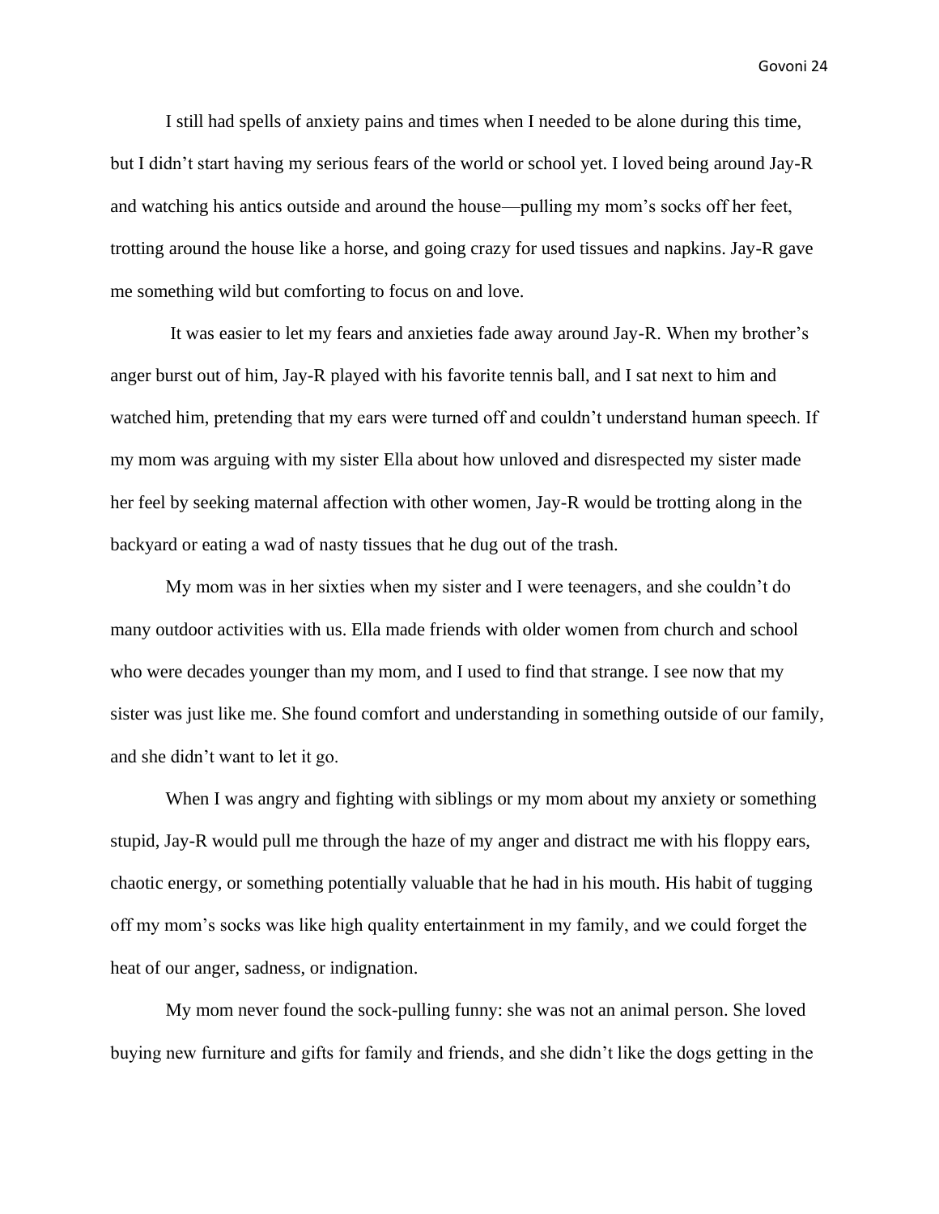I still had spells of anxiety pains and times when I needed to be alone during this time, but I didn't start having my serious fears of the world or school yet. I loved being around Jay-R and watching his antics outside and around the house—pulling my mom's socks off her feet, trotting around the house like a horse, and going crazy for used tissues and napkins. Jay-R gave me something wild but comforting to focus on and love.

It was easier to let my fears and anxieties fade away around Jay-R. When my brother's anger burst out of him, Jay-R played with his favorite tennis ball, and I sat next to him and watched him, pretending that my ears were turned off and couldn't understand human speech. If my mom was arguing with my sister Ella about how unloved and disrespected my sister made her feel by seeking maternal affection with other women, Jay-R would be trotting along in the backyard or eating a wad of nasty tissues that he dug out of the trash.

My mom was in her sixties when my sister and I were teenagers, and she couldn't do many outdoor activities with us. Ella made friends with older women from church and school who were decades younger than my mom, and I used to find that strange. I see now that my sister was just like me. She found comfort and understanding in something outside of our family, and she didn't want to let it go.

When I was angry and fighting with siblings or my mom about my anxiety or something stupid, Jay-R would pull me through the haze of my anger and distract me with his floppy ears, chaotic energy, or something potentially valuable that he had in his mouth. His habit of tugging off my mom's socks was like high quality entertainment in my family, and we could forget the heat of our anger, sadness, or indignation.

My mom never found the sock-pulling funny: she was not an animal person. She loved buying new furniture and gifts for family and friends, and she didn't like the dogs getting in the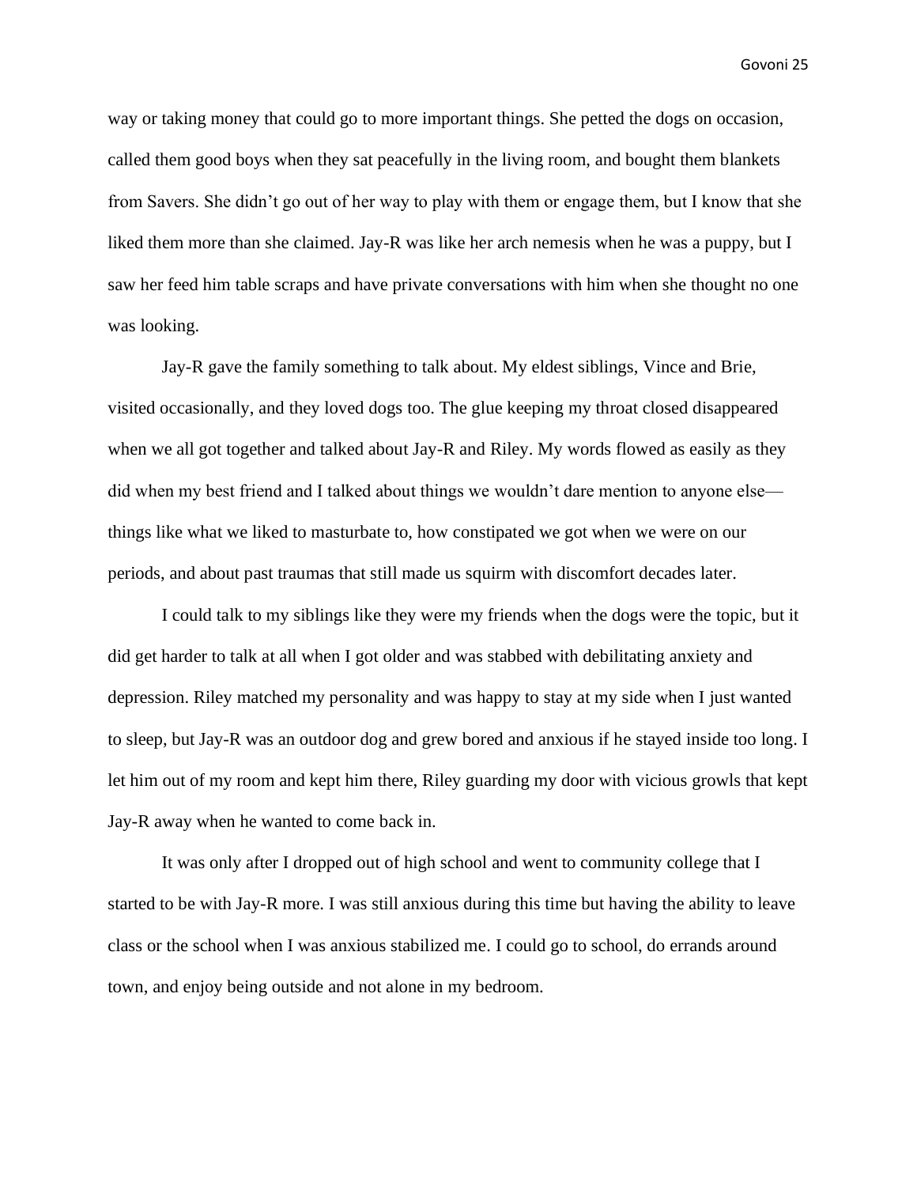way or taking money that could go to more important things. She petted the dogs on occasion, called them good boys when they sat peacefully in the living room, and bought them blankets from Savers. She didn't go out of her way to play with them or engage them, but I know that she liked them more than she claimed. Jay-R was like her arch nemesis when he was a puppy, but I saw her feed him table scraps and have private conversations with him when she thought no one was looking.

Jay-R gave the family something to talk about. My eldest siblings, Vince and Brie, visited occasionally, and they loved dogs too. The glue keeping my throat closed disappeared when we all got together and talked about Jay-R and Riley. My words flowed as easily as they did when my best friend and I talked about things we wouldn't dare mention to anyone else—things like what we liked to masturbate to, how constipated we got when we were on our periods, and about past traumas that still made us squirm with discomfort decades later.

I could talk to my siblings like they were my friends when the dogs were the topic, but it did get harder to talk at all when I got older and was stabbed with debilitating anxiety and depression. Riley matched my personality and was happy to stay at my side when I just wanted to sleep, but Jay-R was an outdoor dog and grew bored and anxious if he stayed inside too long. I let him out of my room and kept him there, Riley guarding my door with vicious growls that kept Jay-R away when he wanted to come back in.

It was only after I dropped out of high school and went to community college that I started to be with Jay-R more. I was still anxious during this time but having the ability to leave class or the school when I was anxious stabilized me. I could go to school, do errands around town, and enjoy being outside and not alone in my bedroom.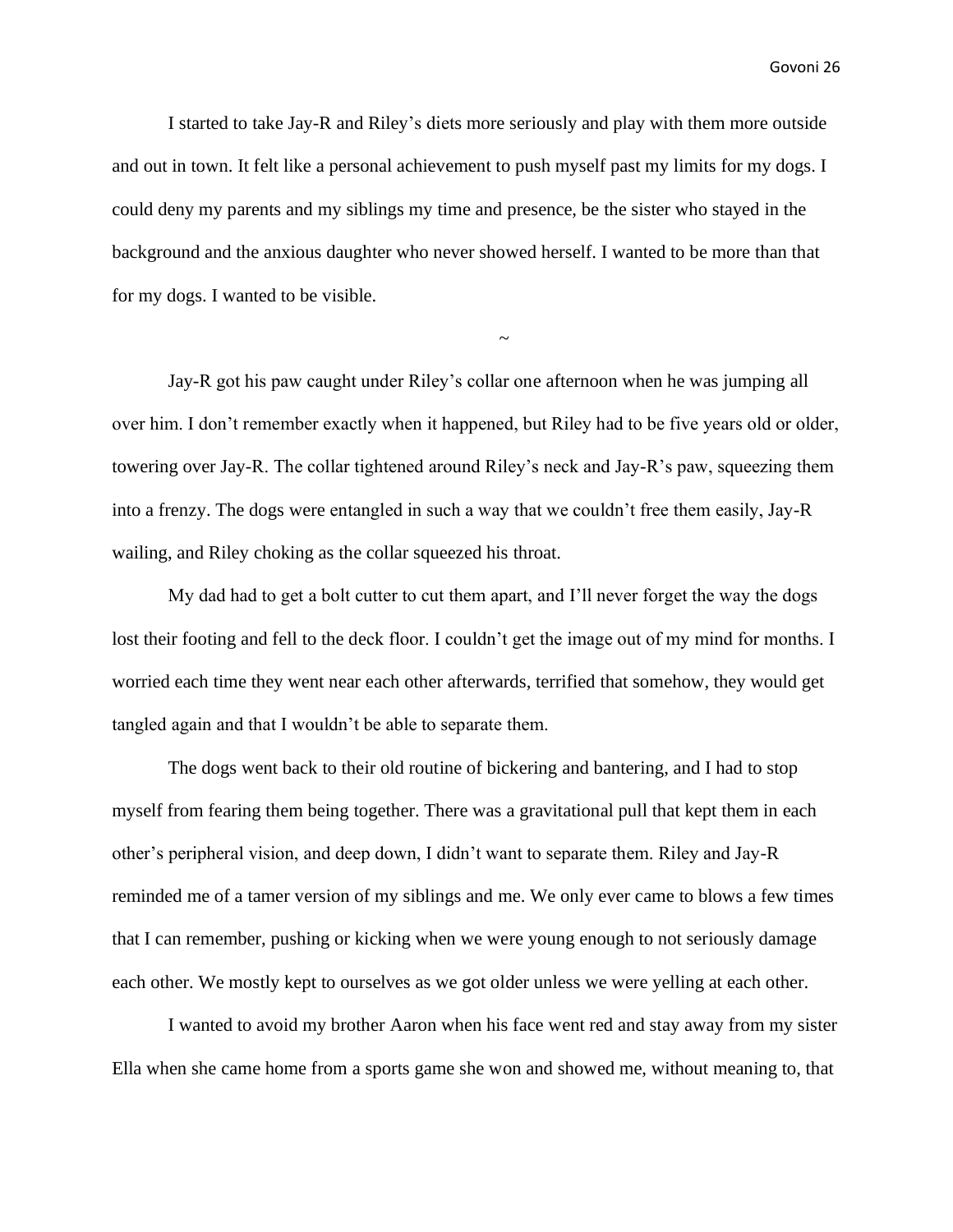I started to take Jay-R and Riley's diets more seriously and play with them more outside and out in town. It felt like a personal achievement to push myself past my limits for my dogs. I could deny my parents and my siblings my time and presence, be the sister who stayed in the background and the anxious daughter who never showed herself. I wanted to be more than that for my dogs. I wanted to be visible.

~

Jay-R got his paw caught under Riley's collar one afternoon when he was jumping all over him. I don't remember exactly when it happened, but Riley had to be five years old or older, towering over Jay-R. The collar tightened around Riley's neck and Jay-R's paw, squeezing them into a frenzy. The dogs were entangled in such a way that we couldn't free them easily, Jay-R wailing, and Riley choking as the collar squeezed his throat.

My dad had to get a bolt cutter to cut them apart, and I'll never forget the way the dogs lost their footing and fell to the deck floor. I couldn't get the image out of my mind for months. I worried each time they went near each other afterwards, terrified that somehow, they would get tangled again and that I wouldn't be able to separate them.

The dogs went back to their old routine of bickering and bantering, and I had to stop myself from fearing them being together. There was a gravitational pull that kept them in each other's peripheral vision, and deep down, I didn't want to separate them. Riley and Jay-R reminded me of a tamer version of my siblings and me. We only ever came to blows a few times that I can remember, pushing or kicking when we were young enough to not seriously damage each other. We mostly kept to ourselves as we got older unless we were yelling at each other.

I wanted to avoid my brother Aaron when his face went red and stay away from my sister Ella when she came home from a sports game she won and showed me, without meaning to, that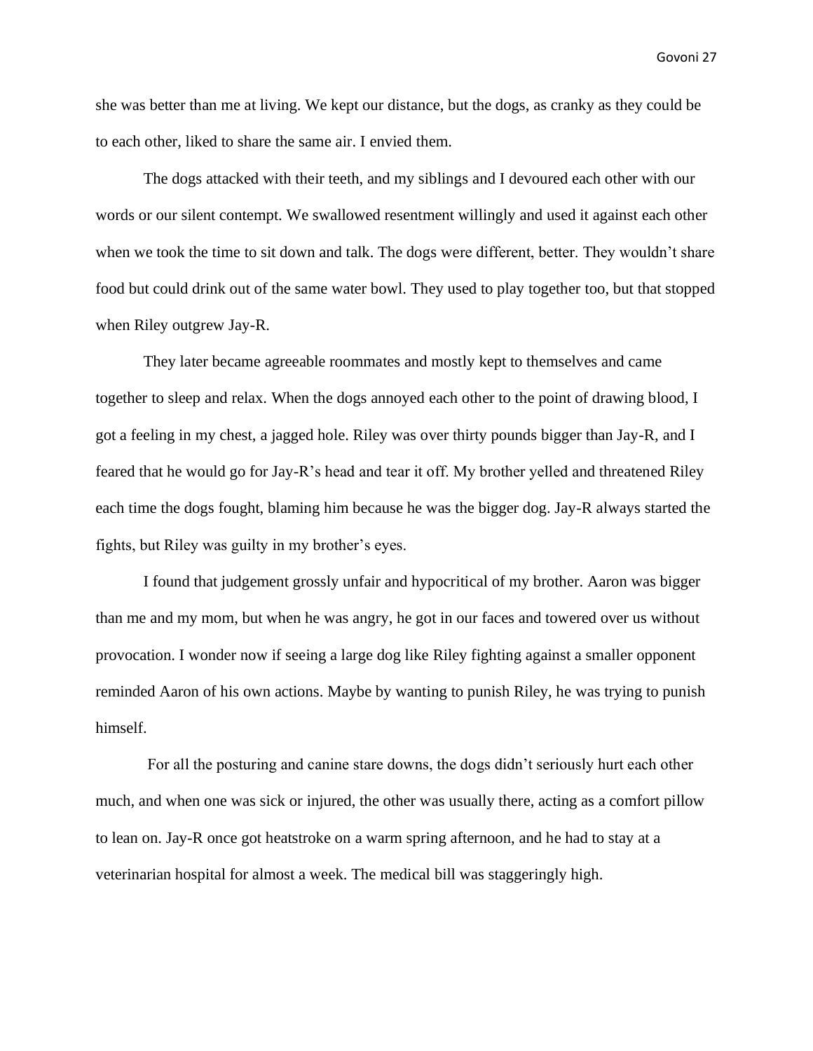she was better than me at living. We kept our distance, but the dogs, as cranky as they could be to each other, liked to share the same air. I envied them.

The dogs attacked with their teeth, and my siblings and I devoured each other with our words or our silent contempt. We swallowed resentment willingly and used it against each other when we took the time to sit down and talk. The dogs were different, better. They wouldn't share food but could drink out of the same water bowl. They used to play together too, but that stopped when Riley outgrew Jay-R.

They later became agreeable roommates and mostly kept to themselves and came together to sleep and relax. When the dogs annoyed each other to the point of drawing blood, I got a feeling in my chest, a jagged hole. Riley was over thirty pounds bigger than Jay-R, and I feared that he would go for Jay-R's head and tear it off. My brother yelled and threatened Riley each time the dogs fought, blaming him because he was the bigger dog. Jay-R always started the fights, but Riley was guilty in my brother's eyes.

I found that judgement grossly unfair and hypocritical of my brother. Aaron was bigger than me and my mom, but when he was angry, he got in our faces and towered over us without provocation. I wonder now if seeing a large dog like Riley fighting against a smaller opponent reminded Aaron of his own actions. Maybe by wanting to punish Riley, he was trying to punish himself.

For all the posturing and canine stare downs, the dogs didn't seriously hurt each other much, and when one was sick or injured, the other was usually there, acting as a comfort pillow to lean on. Jay-R once got heatstroke on a warm spring afternoon, and he had to stay at a veterinarian hospital for almost a week. The medical bill was staggeringly high.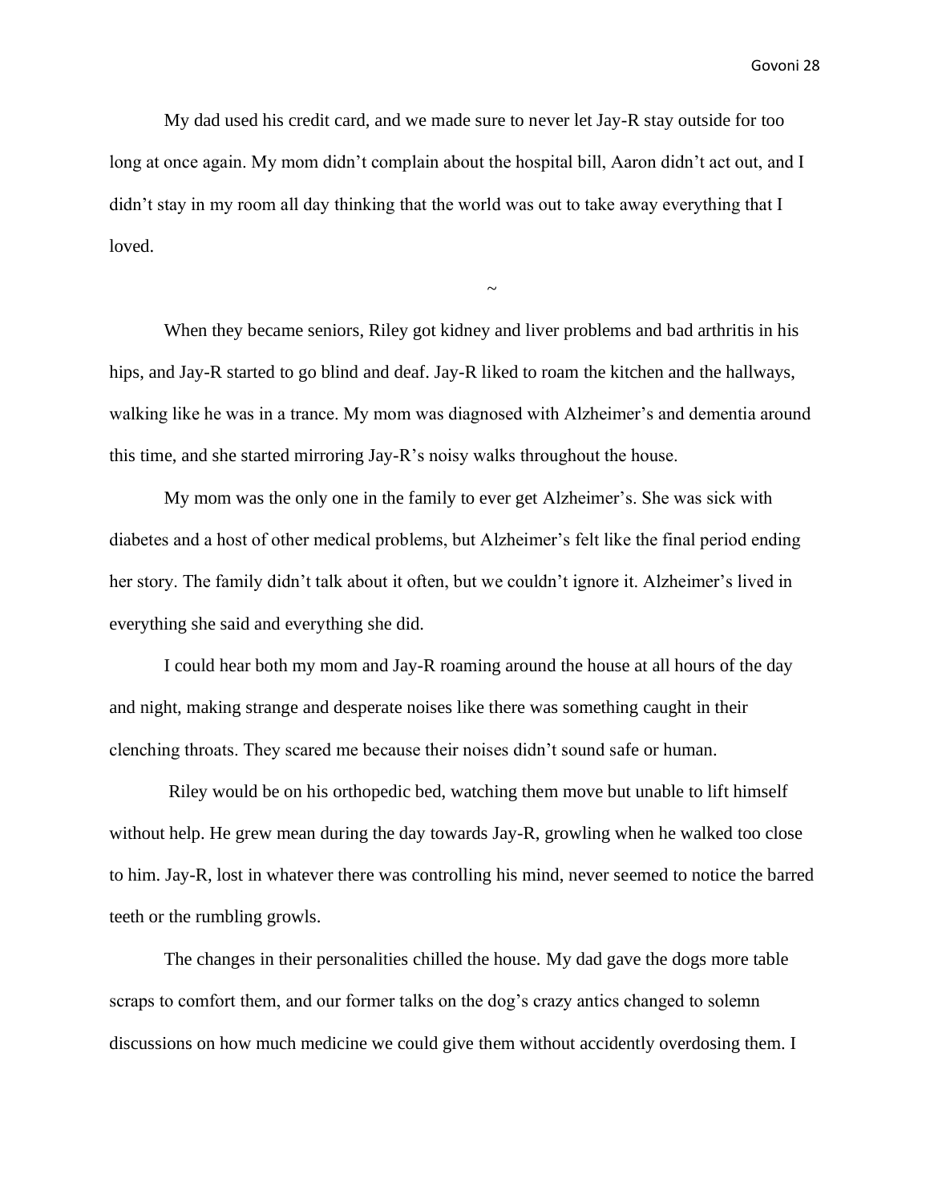My dad used his credit card, and we made sure to never let Jay-R stay outside for too long at once again. My mom didn't complain about the hospital bill, Aaron didn't act out, and I didn't stay in my room all day thinking that the world was out to take away everything that I loved.

~

When they became seniors, Riley got kidney and liver problems and bad arthritis in his hips, and Jay-R started to go blind and deaf. Jay-R liked to roam the kitchen and the hallways, walking like he was in a trance. My mom was diagnosed with Alzheimer's and dementia around this time, and she started mirroring Jay-R's noisy walks throughout the house.

My mom was the only one in the family to ever get Alzheimer's. She was sick with diabetes and a host of other medical problems, but Alzheimer's felt like the final period ending her story. The family didn't talk about it often, but we couldn't ignore it. Alzheimer's lived in everything she said and everything she did.

I could hear both my mom and Jay-R roaming around the house at all hours of the day and night, making strange and desperate noises like there was something caught in their clenching throats. They scared me because their noises didn't sound safe or human.

Riley would be on his orthopedic bed, watching them move but unable to lift himself without help. He grew mean during the day towards Jay-R, growling when he walked too close to him. Jay-R, lost in whatever there was controlling his mind, never seemed to notice the barred teeth or the rumbling growls.

The changes in their personalities chilled the house. My dad gave the dogs more table scraps to comfort them, and our former talks on the dog's crazy antics changed to solemn discussions on how much medicine we could give them without accidently overdosing them. I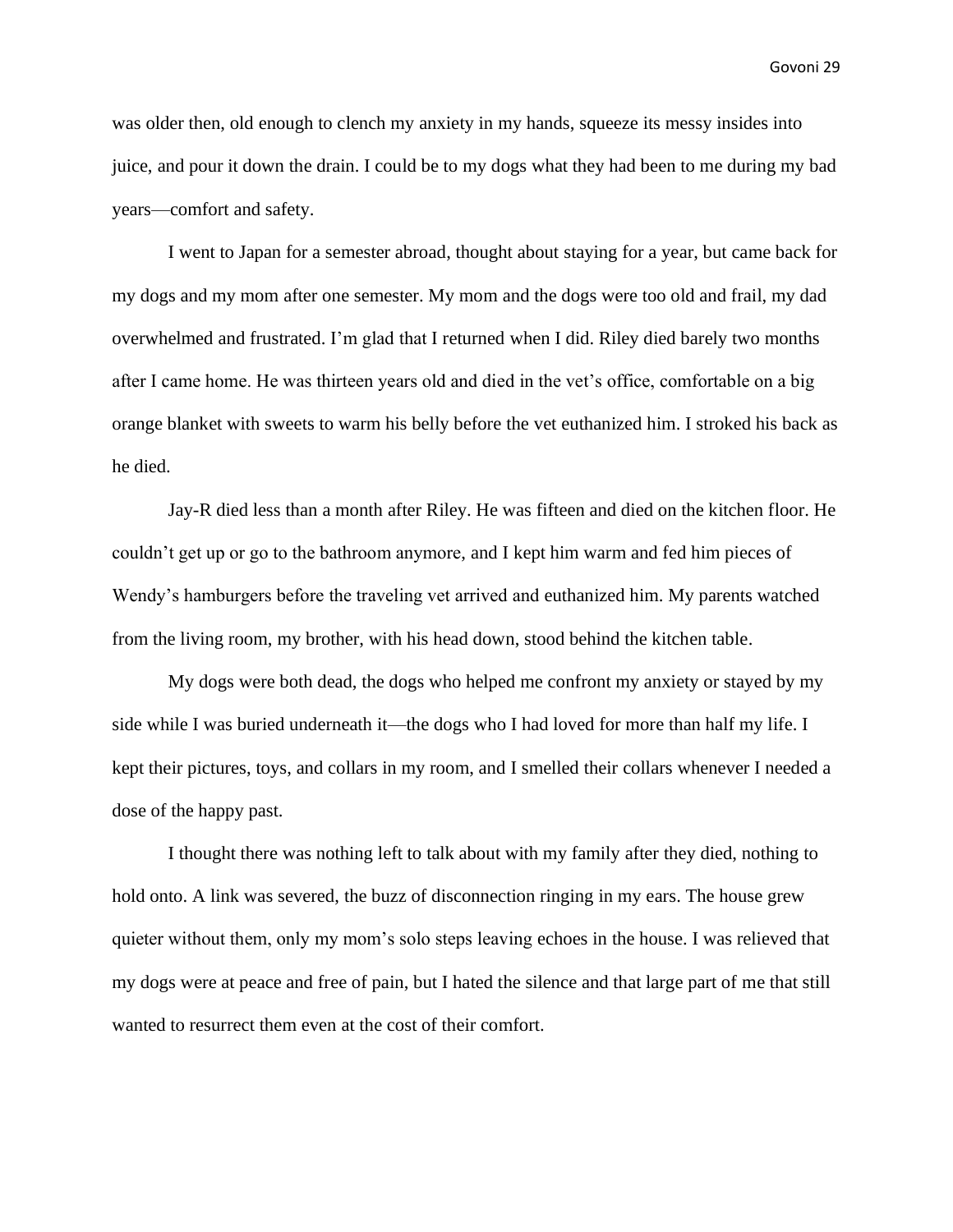was older then, old enough to clench my anxiety in my hands, squeeze its messy insides into juice, and pour it down the drain. I could be to my dogs what they had been to me during my bad years—comfort and safety.

I went to Japan for a semester abroad, thought about staying for a year, but came back for my dogs and my mom after one semester. My mom and the dogs were too old and frail, my dad overwhelmed and frustrated. I'm glad that I returned when I did. Riley died barely two months after I came home. He was thirteen years old and died in the vet's office, comfortable on a big orange blanket with sweets to warm his belly before the vet euthanized him. I stroked his back as he died.

Jay-R died less than a month after Riley. He was fifteen and died on the kitchen floor. He couldn't get up or go to the bathroom anymore, and I kept him warm and fed him pieces of Wendy's hamburgers before the traveling vet arrived and euthanized him. My parents watched from the living room, my brother, with his head down, stood behind the kitchen table.

My dogs were both dead, the dogs who helped me confront my anxiety or stayed by my side while I was buried underneath it—the dogs who I had loved for more than half my life. I kept their pictures, toys, and collars in my room, and I smelled their collars whenever I needed a dose of the happy past.

I thought there was nothing left to talk about with my family after they died, nothing to hold onto. A link was severed, the buzz of disconnection ringing in my ears. The house grew quieter without them, only my mom's solo steps leaving echoes in the house. I was relieved that my dogs were at peace and free of pain, but I hated the silence and that large part of me that still wanted to resurrect them even at the cost of their comfort.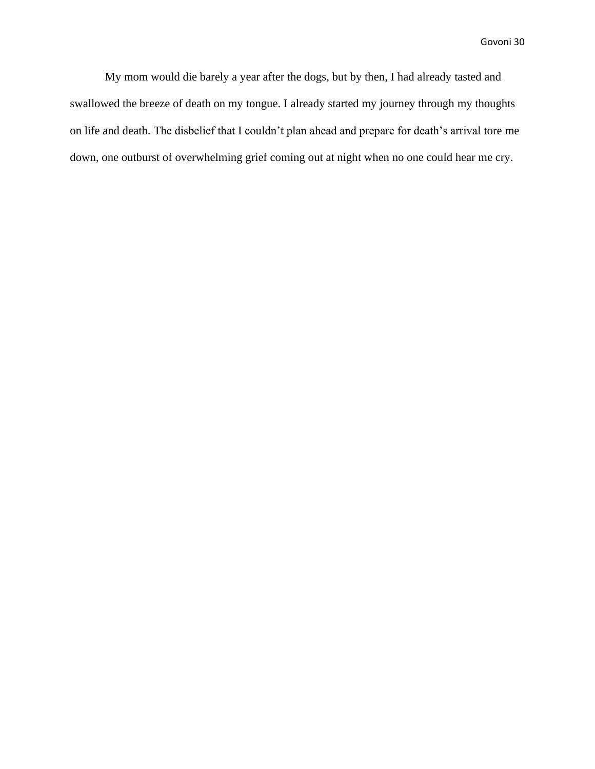My mom would die barely a year after the dogs, but by then, I had already tasted and swallowed the breeze of death on my tongue. I already started my journey through my thoughts on life and death. The disbelief that I couldn't plan ahead and prepare for death's arrival tore me down, one outburst of overwhelming grief coming out at night when no one could hear me cry.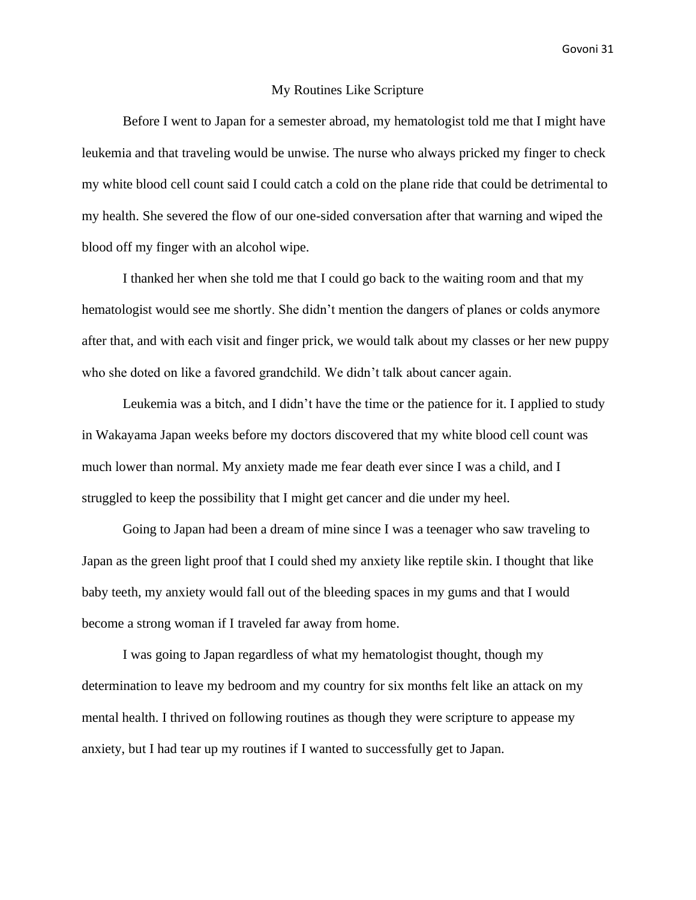## My Routines Like Scripture

Before I went to Japan for a semester abroad, my hematologist told me that I might have leukemia and that traveling would be unwise. The nurse who always pricked my finger to check my white blood cell count said I could catch a cold on the plane ride that could be detrimental to my health. She severed the flow of our one-sided conversation after that warning and wiped the blood off my finger with an alcohol wipe.

I thanked her when she told me that I could go back to the waiting room and that my hematologist would see me shortly. She didn't mention the dangers of planes or colds anymore after that, and with each visit and finger prick, we would talk about my classes or her new puppy who she doted on like a favored grandchild. We didn't talk about cancer again.

Leukemia was a bitch, and I didn't have the time or the patience for it. I applied to study in Wakayama Japan weeks before my doctors discovered that my white blood cell count was much lower than normal. My anxiety made me fear death ever since I was a child, and I struggled to keep the possibility that I might get cancer and die under my heel.

Going to Japan had been a dream of mine since I was a teenager who saw traveling to Japan as the green light proof that I could shed my anxiety like reptile skin. I thought that like baby teeth, my anxiety would fall out of the bleeding spaces in my gums and that I would become a strong woman if I traveled far away from home.

I was going to Japan regardless of what my hematologist thought, though my determination to leave my bedroom and my country for six months felt like an attack on my mental health. I thrived on following routines as though they were scripture to appease my anxiety, but I had tear up my routines if I wanted to successfully get to Japan.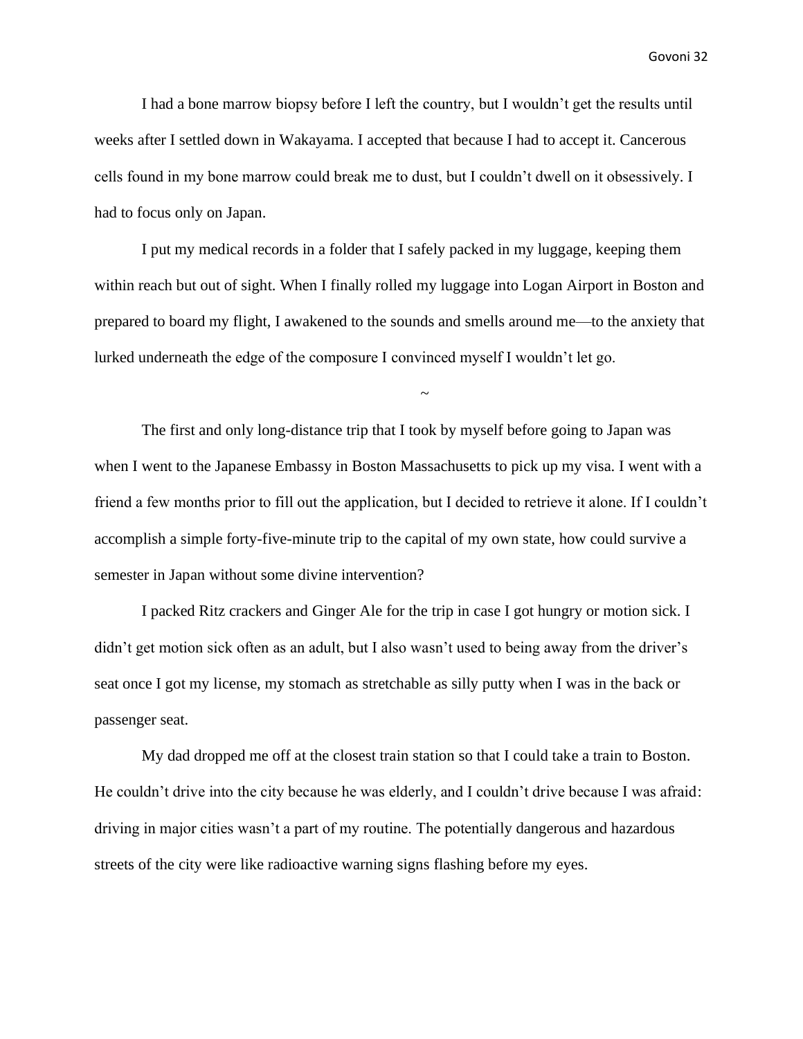I had a bone marrow biopsy before I left the country, but I wouldn't get the results until weeks after I settled down in Wakayama. I accepted that because I had to accept it. Cancerous cells found in my bone marrow could break me to dust, but I couldn't dwell on it obsessively. I had to focus only on Japan.

I put my medical records in a folder that I safely packed in my luggage, keeping them within reach but out of sight. When I finally rolled my luggage into Logan Airport in Boston and prepared to board my flight, I awakened to the sounds and smells around me—to the anxiety that lurked underneath the edge of the composure I convinced myself I wouldn't let go.

~

The first and only long-distance trip that I took by myself before going to Japan was when I went to the Japanese Embassy in Boston Massachusetts to pick up my visa. I went with a friend a few months prior to fill out the application, but I decided to retrieve it alone. If I couldn't accomplish a simple forty-five-minute trip to the capital of my own state, how could survive a semester in Japan without some divine intervention?

I packed Ritz crackers and Ginger Ale for the trip in case I got hungry or motion sick. I didn't get motion sick often as an adult, but I also wasn't used to being away from the driver's seat once I got my license, my stomach as stretchable as silly putty when I was in the back or passenger seat.

My dad dropped me off at the closest train station so that I could take a train to Boston. He couldn't drive into the city because he was elderly, and I couldn't drive because I was afraid: driving in major cities wasn't a part of my routine. The potentially dangerous and hazardous streets of the city were like radioactive warning signs flashing before my eyes.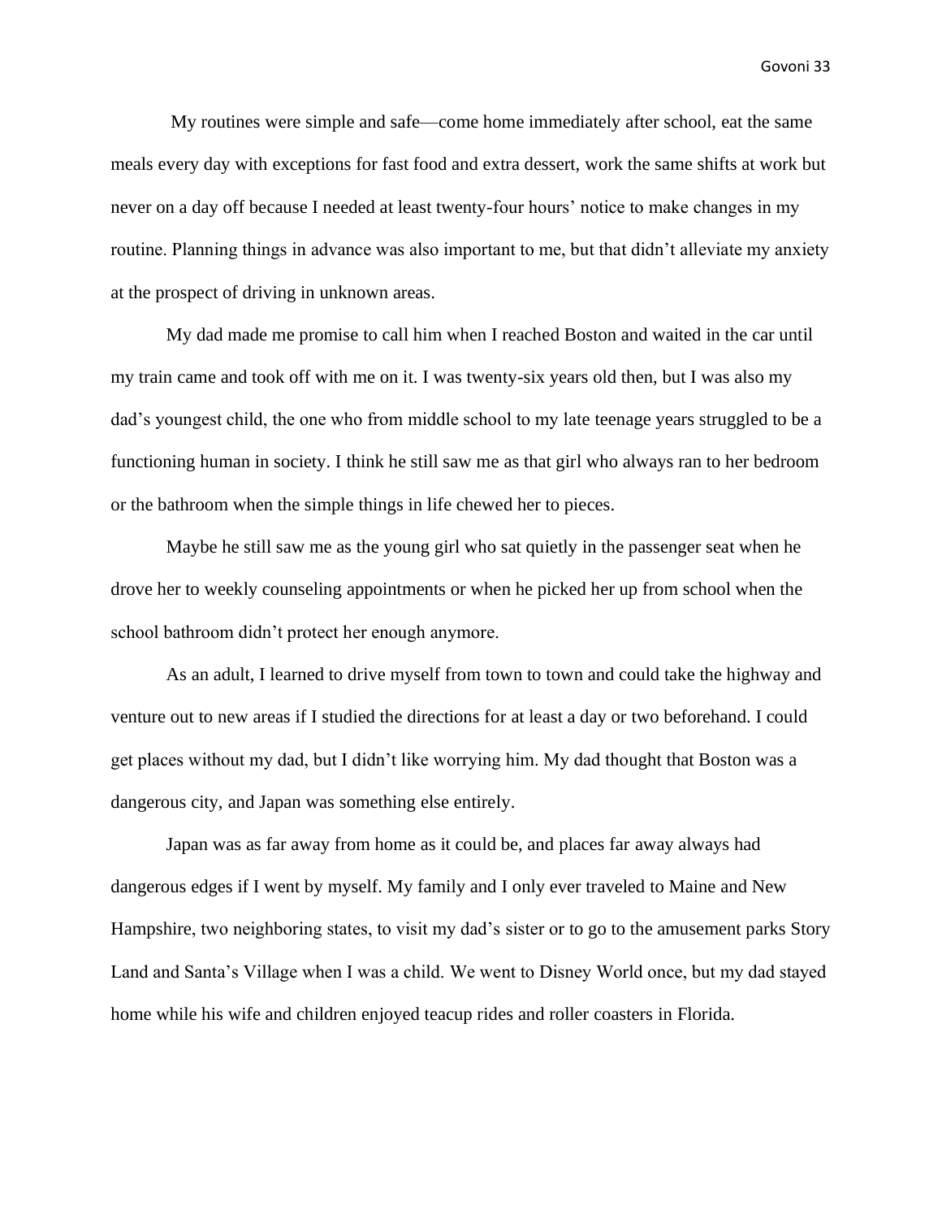My routines were simple and safe—come home immediately after school, eat the same meals every day with exceptions for fast food and extra dessert, work the same shifts at work but never on a day off because I needed at least twenty-four hours' notice to make changes in my routine. Planning things in advance was also important to me, but that didn't alleviate my anxiety at the prospect of driving in unknown areas.

My dad made me promise to call him when I reached Boston and waited in the car until my train came and took off with me on it. I was twenty-six years old then, but I was also my dad's youngest child, the one who from middle school to my late teenage years struggled to be a functioning human in society. I think he still saw me as that girl who always ran to her bedroom or the bathroom when the simple things in life chewed her to pieces.

Maybe he still saw me as the young girl who sat quietly in the passenger seat when he drove her to weekly counseling appointments or when he picked her up from school when the school bathroom didn't protect her enough anymore.

As an adult, I learned to drive myself from town to town and could take the highway and venture out to new areas if I studied the directions for at least a day or two beforehand. I could get places without my dad, but I didn't like worrying him. My dad thought that Boston was a dangerous city, and Japan was something else entirely.

Japan was as far away from home as it could be, and places far away always had dangerous edges if I went by myself. My family and I only ever traveled to Maine and New Hampshire, two neighboring states, to visit my dad's sister or to go to the amusement parks Story Land and Santa's Village when I was a child. We went to Disney World once, but my dad stayed home while his wife and children enjoyed teacup rides and roller coasters in Florida.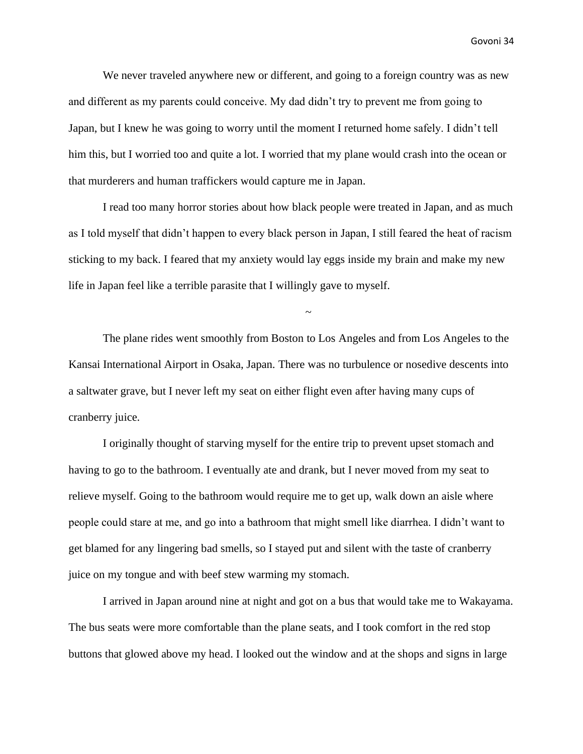We never traveled anywhere new or different, and going to a foreign country was as new and different as my parents could conceive. My dad didn't try to prevent me from going to Japan, but I knew he was going to worry until the moment I returned home safely. I didn't tell him this, but I worried too and quite a lot. I worried that my plane would crash into the ocean or that murderers and human traffickers would capture me in Japan.

I read too many horror stories about how black people were treated in Japan, and as much as I told myself that didn't happen to every black person in Japan, I still feared the heat of racism sticking to my back. I feared that my anxiety would lay eggs inside my brain and make my new life in Japan feel like a terrible parasite that I willingly gave to myself.

~

The plane rides went smoothly from Boston to Los Angeles and from Los Angeles to the Kansai International Airport in Osaka, Japan. There was no turbulence or nosedive descents into a saltwater grave, but I never left my seat on either flight even after having many cups of cranberry juice.

I originally thought of starving myself for the entire trip to prevent upset stomach and having to go to the bathroom. I eventually ate and drank, but I never moved from my seat to relieve myself. Going to the bathroom would require me to get up, walk down an aisle where people could stare at me, and go into a bathroom that might smell like diarrhea. I didn't want to get blamed for any lingering bad smells, so I stayed put and silent with the taste of cranberry juice on my tongue and with beef stew warming my stomach.

I arrived in Japan around nine at night and got on a bus that would take me to Wakayama. The bus seats were more comfortable than the plane seats, and I took comfort in the red stop buttons that glowed above my head. I looked out the window and at the shops and signs in large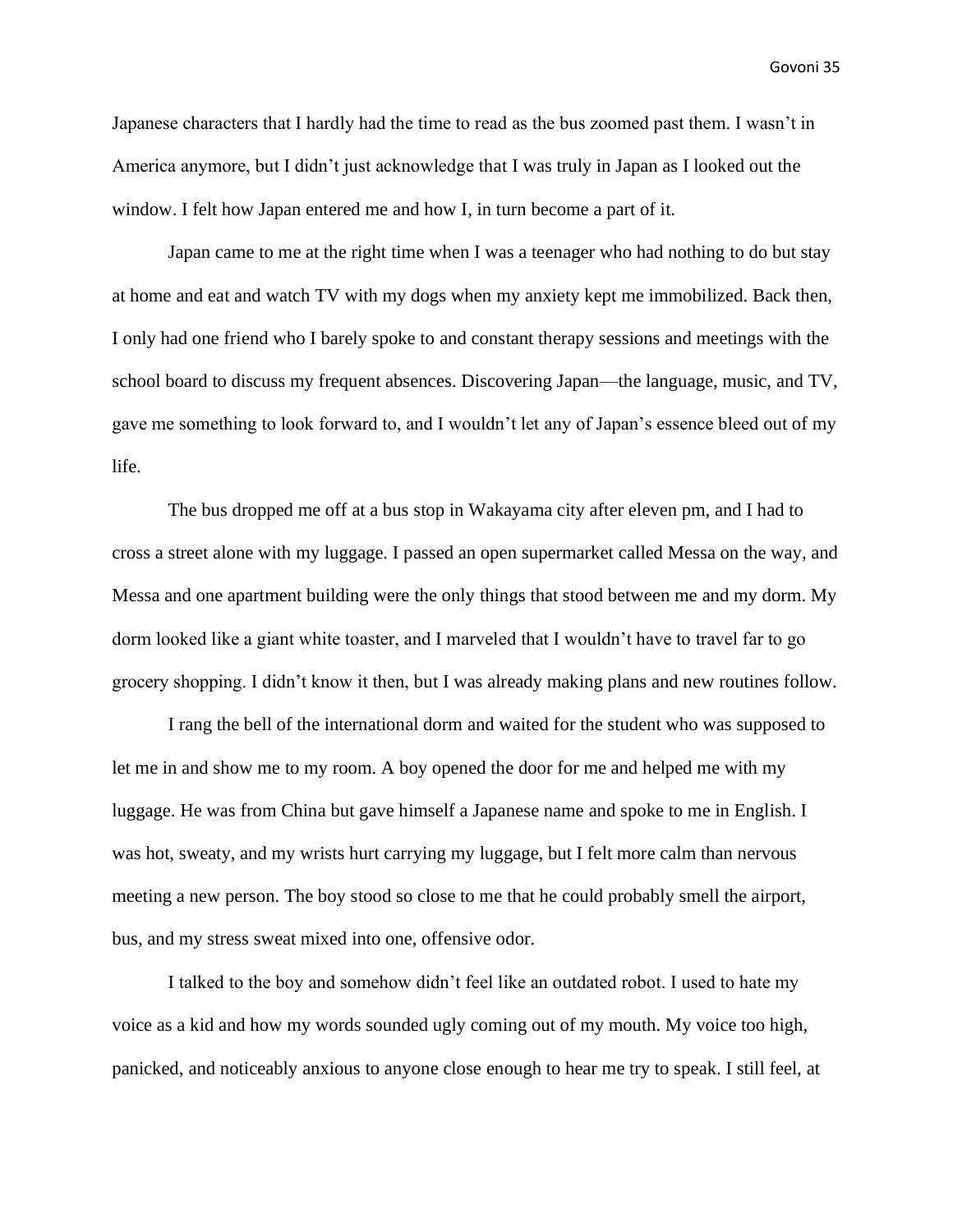Japanese characters that I hardly had the time to read as the bus zoomed past them. I wasn't in America anymore, but I didn't just acknowledge that I was truly in Japan as I looked out the window. I felt how Japan entered me and how I, in turn become a part of it.

Japan came to me at the right time when I was a teenager who had nothing to do but stay at home and eat and watch TV with my dogs when my anxiety kept me immobilized. Back then, I only had one friend who I barely spoke to and constant therapy sessions and meetings with the school board to discuss my frequent absences. Discovering Japan—the language, music, and TV, gave me something to look forward to, and I wouldn't let any of Japan's essence bleed out of my life.

The bus dropped me off at a bus stop in Wakayama city after eleven pm, and I had to cross a street alone with my luggage. I passed an open supermarket called Messa on the way, and Messa and one apartment building were the only things that stood between me and my dorm. My dorm looked like a giant white toaster, and I marveled that I wouldn't have to travel far to go grocery shopping. I didn't know it then, but I was already making plans and new routines follow.

I rang the bell of the international dorm and waited for the student who was supposed to let me in and show me to my room. A boy opened the door for me and helped me with my luggage. He was from China but gave himself a Japanese name and spoke to me in English. I was hot, sweaty, and my wrists hurt carrying my luggage, but I felt more calm than nervous meeting a new person. The boy stood so close to me that he could probably smell the airport, bus, and my stress sweat mixed into one, offensive odor.

I talked to the boy and somehow didn't feel like an outdated robot. I used to hate my voice as a kid and how my words sounded ugly coming out of my mouth. My voice too high, panicked, and noticeably anxious to anyone close enough to hear me try to speak. I still feel, at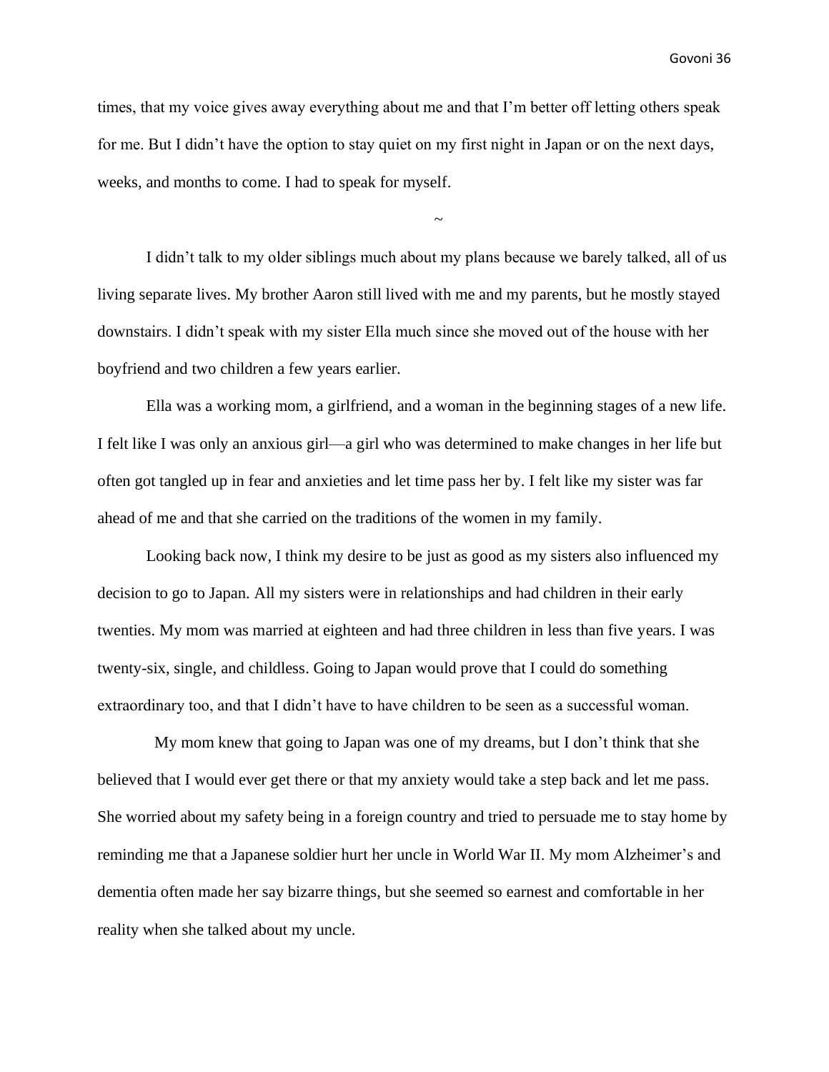times, that my voice gives away everything about me and that I'm better off letting others speak for me. But I didn't have the option to stay quiet on my first night in Japan or on the next days, weeks, and months to come. I had to speak for myself.

~

I didn't talk to my older siblings much about my plans because we barely talked, all of us living separate lives. My brother Aaron still lived with me and my parents, but he mostly stayed downstairs. I didn't speak with my sister Ella much since she moved out of the house with her boyfriend and two children a few years earlier.

Ella was a working mom, a girlfriend, and a woman in the beginning stages of a new life. I felt like I was only an anxious girl—a girl who was determined to make changes in her life but often got tangled up in fear and anxieties and let time pass her by. I felt like my sister was far ahead of me and that she carried on the traditions of the women in my family.

Looking back now, I think my desire to be just as good as my sisters also influenced my decision to go to Japan. All my sisters were in relationships and had children in their early twenties. My mom was married at eighteen and had three children in less than five years. I was twenty-six, single, and childless. Going to Japan would prove that I could do something extraordinary too, and that I didn't have to have children to be seen as a successful woman.

My mom knew that going to Japan was one of my dreams, but I don't think that she believed that I would ever get there or that my anxiety would take a step back and let me pass. She worried about my safety being in a foreign country and tried to persuade me to stay home by reminding me that a Japanese soldier hurt her uncle in World War II. My mom Alzheimer's and dementia often made her say bizarre things, but she seemed so earnest and comfortable in her reality when she talked about my uncle.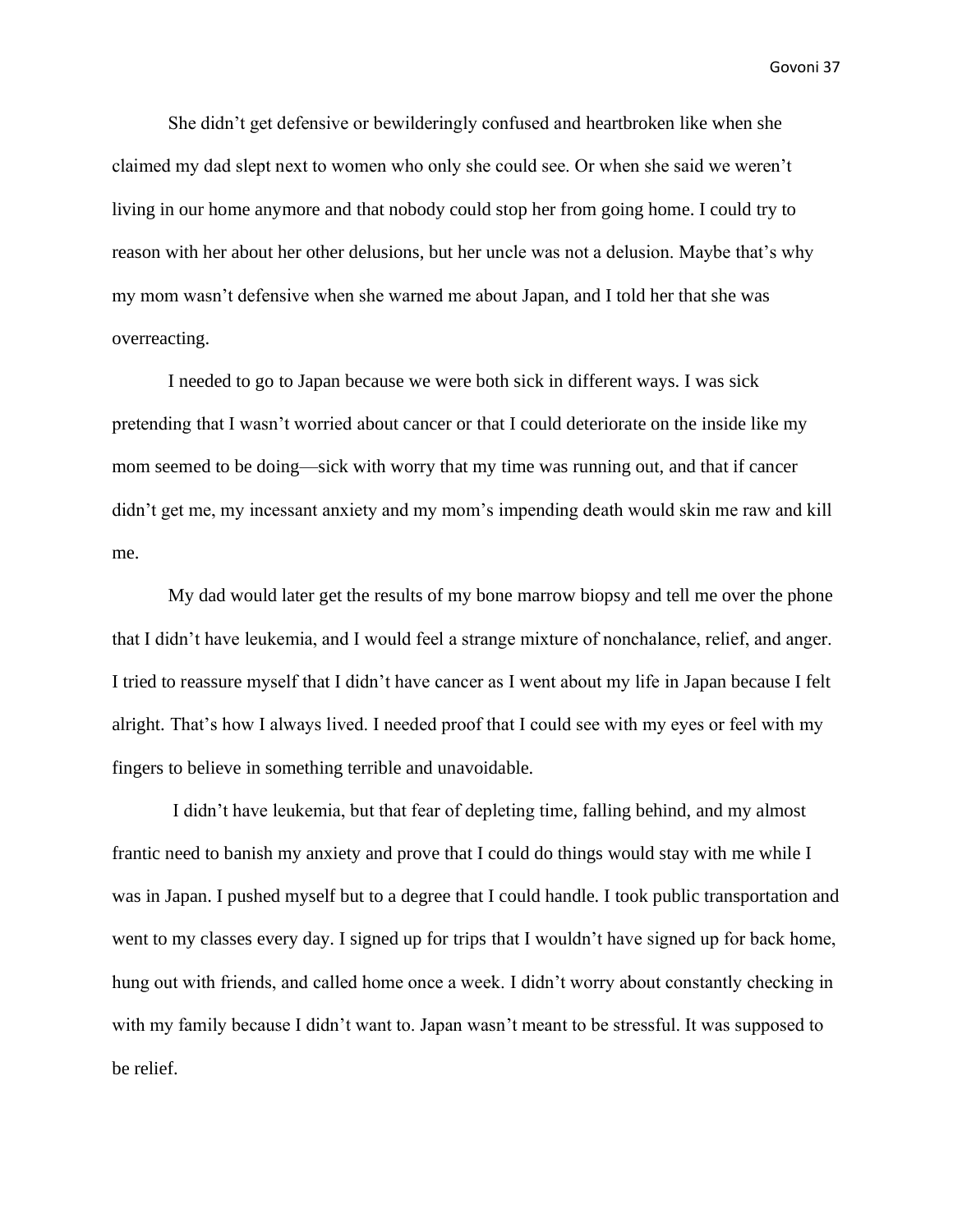She didn't get defensive or bewilderingly confused and heartbroken like when she claimed my dad slept next to women who only she could see. Or when she said we weren't living in our home anymore and that nobody could stop her from going home. I could try to reason with her about her other delusions, but her uncle was not a delusion. Maybe that's why my mom wasn't defensive when she warned me about Japan, and I told her that she was overreacting.

I needed to go to Japan because we were both sick in different ways. I was sick pretending that I wasn't worried about cancer or that I could deteriorate on the inside like my mom seemed to be doing—sick with worry that my time was running out, and that if cancer didn't get me, my incessant anxiety and my mom's impending death would skin me raw and kill me.

My dad would later get the results of my bone marrow biopsy and tell me over the phone that I didn't have leukemia, and I would feel a strange mixture of nonchalance, relief, and anger. I tried to reassure myself that I didn't have cancer as I went about my life in Japan because I felt alright. That's how I always lived. I needed proof that I could see with my eyes or feel with my fingers to believe in something terrible and unavoidable.

I didn't have leukemia, but that fear of depleting time, falling behind, and my almost frantic need to banish my anxiety and prove that I could do things would stay with me while I was in Japan. I pushed myself but to a degree that I could handle. I took public transportation and went to my classes every day. I signed up for trips that I wouldn't have signed up for back home, hung out with friends, and called home once a week. I didn't worry about constantly checking in with my family because I didn't want to. Japan wasn't meant to be stressful. It was supposed to be relief.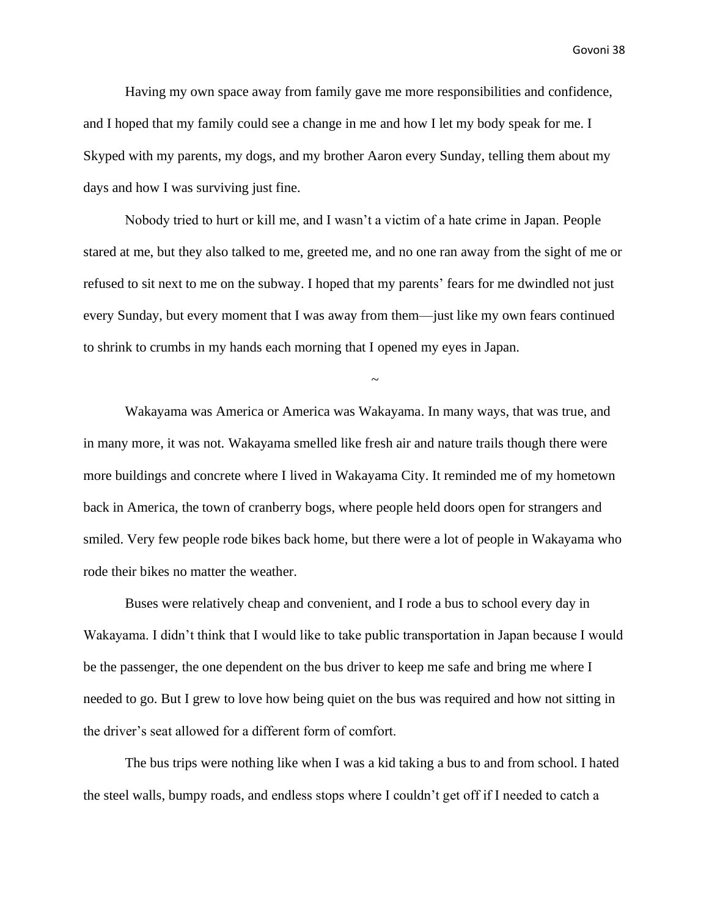Having my own space away from family gave me more responsibilities and confidence, and I hoped that my family could see a change in me and how I let my body speak for me. I Skyped with my parents, my dogs, and my brother Aaron every Sunday, telling them about my days and how I was surviving just fine.

Nobody tried to hurt or kill me, and I wasn't a victim of a hate crime in Japan. People stared at me, but they also talked to me, greeted me, and no one ran away from the sight of me or refused to sit next to me on the subway. I hoped that my parents' fears for me dwindled not just every Sunday, but every moment that I was away from them—just like my own fears continued to shrink to crumbs in my hands each morning that I opened my eyes in Japan.

~

Wakayama was America or America was Wakayama. In many ways, that was true, and in many more, it was not. Wakayama smelled like fresh air and nature trails though there were more buildings and concrete where I lived in Wakayama City. It reminded me of my hometown back in America, the town of cranberry bogs, where people held doors open for strangers and smiled. Very few people rode bikes back home, but there were a lot of people in Wakayama who rode their bikes no matter the weather.

Buses were relatively cheap and convenient, and I rode a bus to school every day in Wakayama. I didn't think that I would like to take public transportation in Japan because I would be the passenger, the one dependent on the bus driver to keep me safe and bring me where I needed to go. But I grew to love how being quiet on the bus was required and how not sitting in the driver's seat allowed for a different form of comfort.

The bus trips were nothing like when I was a kid taking a bus to and from school. I hated the steel walls, bumpy roads, and endless stops where I couldn't get off if I needed to catch a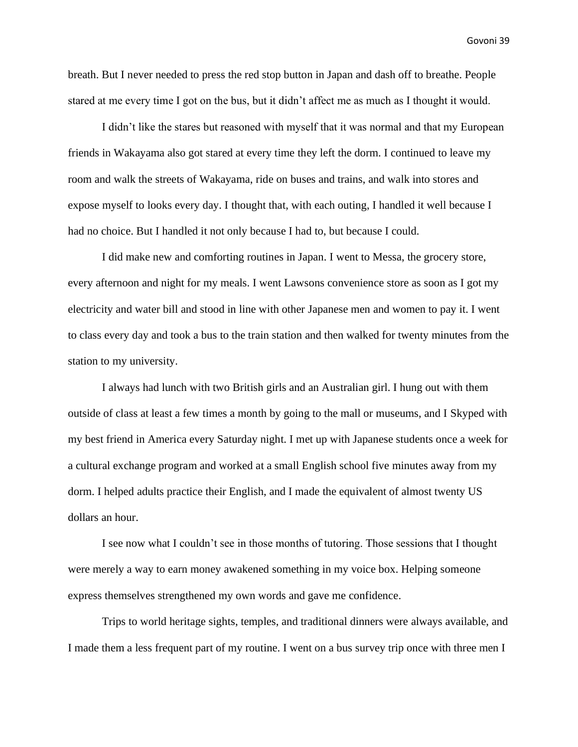breath. But I never needed to press the red stop button in Japan and dash off to breathe. People stared at me every time I got on the bus, but it didn't affect me as much as I thought it would.

I didn't like the stares but reasoned with myself that it was normal and that my European friends in Wakayama also got stared at every time they left the dorm. I continued to leave my room and walk the streets of Wakayama, ride on buses and trains, and walk into stores and expose myself to looks every day. I thought that, with each outing, I handled it well because I had no choice. But I handled it not only because I had to, but because I could.

I did make new and comforting routines in Japan. I went to Messa, the grocery store, every afternoon and night for my meals. I went Lawsons convenience store as soon as I got my electricity and water bill and stood in line with other Japanese men and women to pay it. I went to class every day and took a bus to the train station and then walked for twenty minutes from the station to my university.

I always had lunch with two British girls and an Australian girl. I hung out with them outside of class at least a few times a month by going to the mall or museums, and I Skyped with my best friend in America every Saturday night. I met up with Japanese students once a week for a cultural exchange program and worked at a small English school five minutes away from my dorm. I helped adults practice their English, and I made the equivalent of almost twenty US dollars an hour.

I see now what I couldn't see in those months of tutoring. Those sessions that I thought were merely a way to earn money awakened something in my voice box. Helping someone express themselves strengthened my own words and gave me confidence.

Trips to world heritage sights, temples, and traditional dinners were always available, and I made them a less frequent part of my routine. I went on a bus survey trip once with three men I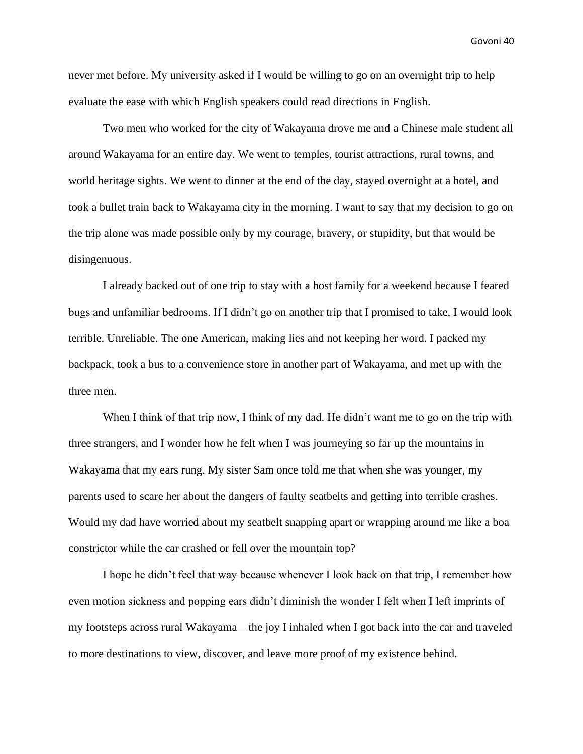never met before. My university asked if I would be willing to go on an overnight trip to help evaluate the ease with which English speakers could read directions in English.

Two men who worked for the city of Wakayama drove me and a Chinese male student all around Wakayama for an entire day. We went to temples, tourist attractions, rural towns, and world heritage sights. We went to dinner at the end of the day, stayed overnight at a hotel, and took a bullet train back to Wakayama city in the morning. I want to say that my decision to go on the trip alone was made possible only by my courage, bravery, or stupidity, but that would be disingenuous.

I already backed out of one trip to stay with a host family for a weekend because I feared bugs and unfamiliar bedrooms. If I didn't go on another trip that I promised to take, I would look terrible. Unreliable. The one American, making lies and not keeping her word. I packed my backpack, took a bus to a convenience store in another part of Wakayama, and met up with the three men.

When I think of that trip now, I think of my dad. He didn't want me to go on the trip with three strangers, and I wonder how he felt when I was journeying so far up the mountains in Wakayama that my ears rung. My sister Sam once told me that when she was younger, my parents used to scare her about the dangers of faulty seatbelts and getting into terrible crashes. Would my dad have worried about my seatbelt snapping apart or wrapping around me like a boa constrictor while the car crashed or fell over the mountain top?

I hope he didn't feel that way because whenever I look back on that trip, I remember how even motion sickness and popping ears didn't diminish the wonder I felt when I left imprints of my footsteps across rural Wakayama—the joy I inhaled when I got back into the car and traveled to more destinations to view, discover, and leave more proof of my existence behind.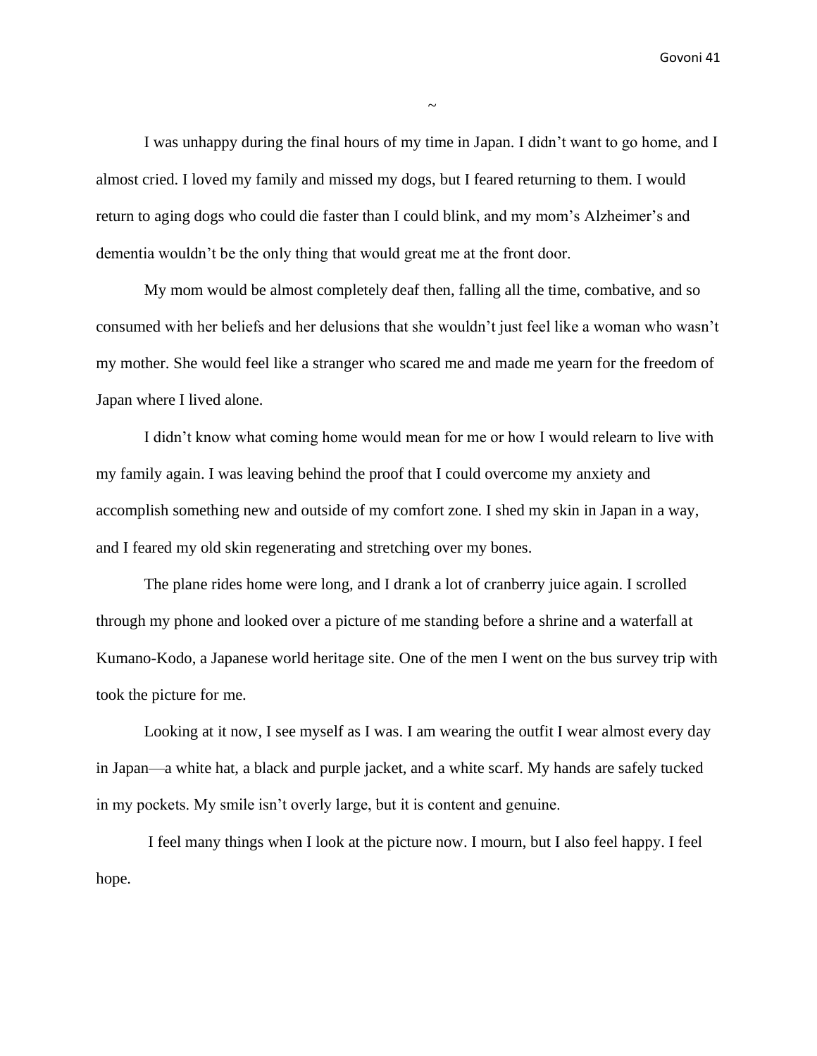~

I was unhappy during the final hours of my time in Japan. I didn't want to go home, and I almost cried. I loved my family and missed my dogs, but I feared returning to them. I would return to aging dogs who could die faster than I could blink, and my mom's Alzheimer's and dementia wouldn't be the only thing that would great me at the front door.

My mom would be almost completely deaf then, falling all the time, combative, and so consumed with her beliefs and her delusions that she wouldn't just feel like a woman who wasn't my mother. She would feel like a stranger who scared me and made me yearn for the freedom of Japan where I lived alone.

I didn't know what coming home would mean for me or how I would relearn to live with my family again. I was leaving behind the proof that I could overcome my anxiety and accomplish something new and outside of my comfort zone. I shed my skin in Japan in a way, and I feared my old skin regenerating and stretching over my bones.

The plane rides home were long, and I drank a lot of cranberry juice again. I scrolled through my phone and looked over a picture of me standing before a shrine and a waterfall at Kumano-Kodo, a Japanese world heritage site. One of the men I went on the bus survey trip with took the picture for me.

Looking at it now, I see myself as I was. I am wearing the outfit I wear almost every day in Japan—a white hat, a black and purple jacket, and a white scarf. My hands are safely tucked in my pockets. My smile isn't overly large, but it is content and genuine.

I feel many things when I look at the picture now. I mourn, but I also feel happy. I feel hope.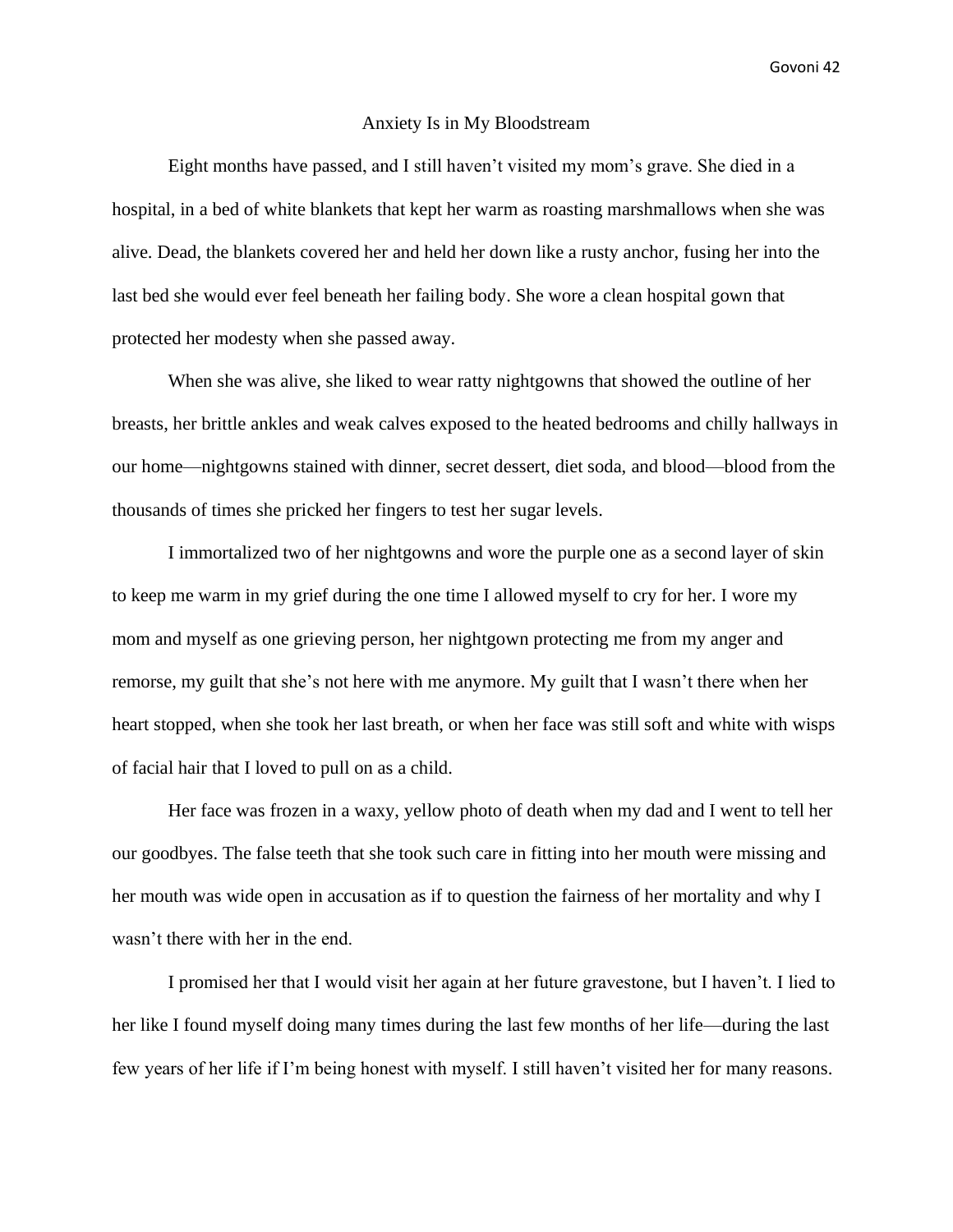# Anxiety Is in My Bloodstream

Eight months have passed, and I still haven't visited my mom's grave. She died in a hospital, in a bed of white blankets that kept her warm as roasting marshmallows when she was alive. Dead, the blankets covered her and held her down like a rusty anchor, fusing her into the last bed she would ever feel beneath her failing body. She wore a clean hospital gown that protected her modesty when she passed away.

When she was alive, she liked to wear ratty nightgowns that showed the outline of her breasts, her brittle ankles and weak calves exposed to the heated bedrooms and chilly hallways in our home—nightgowns stained with dinner, secret dessert, diet soda, and blood—blood from the thousands of times she pricked her fingers to test her sugar levels.

I immortalized two of her nightgowns and wore the purple one as a second layer of skin to keep me warm in my grief during the one time I allowed myself to cry for her. I wore my mom and myself as one grieving person, her nightgown protecting me from my anger and remorse, my guilt that she's not here with me anymore. My guilt that I wasn't there when her heart stopped, when she took her last breath, or when her face was still soft and white with wisps of facial hair that I loved to pull on as a child.

Her face was frozen in a waxy, yellow photo of death when my dad and I went to tell her our goodbyes. The false teeth that she took such care in fitting into her mouth were missing and her mouth was wide open in accusation as if to question the fairness of her mortality and why I wasn't there with her in the end.

I promised her that I would visit her again at her future gravestone, but I haven't. I lied to her like I found myself doing many times during the last few months of her life—during the last few years of her life if I'm being honest with myself. I still haven't visited her for many reasons.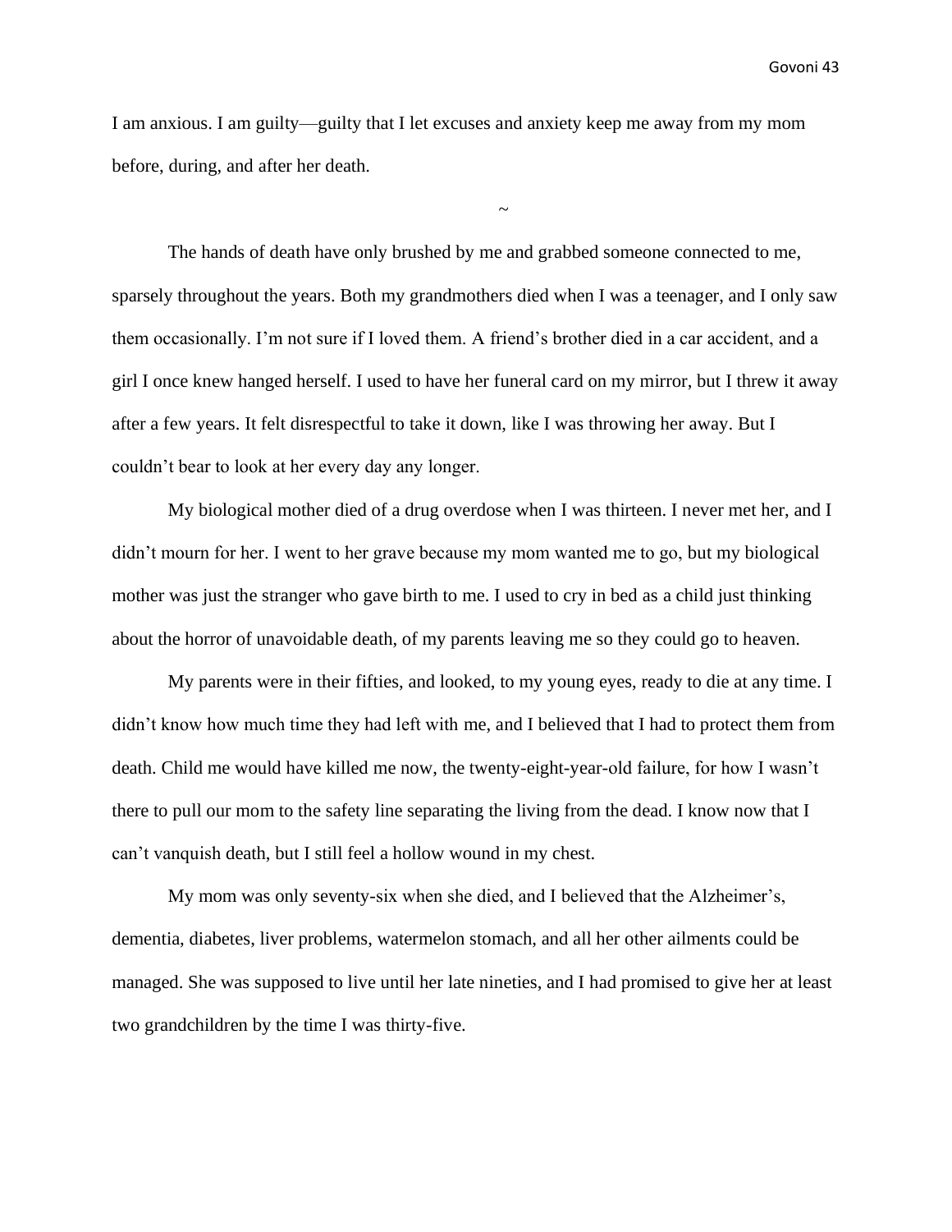I am anxious. I am guilty—guilty that I let excuses and anxiety keep me away from my mom before, during, and after her death.

~

The hands of death have only brushed by me and grabbed someone connected to me, sparsely throughout the years. Both my grandmothers died when I was a teenager, and I only saw them occasionally. I'm not sure if I loved them. A friend's brother died in a car accident, and a girl I once knew hanged herself. I used to have her funeral card on my mirror, but I threw it away after a few years. It felt disrespectful to take it down, like I was throwing her away. But I couldn't bear to look at her every day any longer.

My biological mother died of a drug overdose when I was thirteen. I never met her, and I didn't mourn for her. I went to her grave because my mom wanted me to go, but my biological mother was just the stranger who gave birth to me. I used to cry in bed as a child just thinking about the horror of unavoidable death, of my parents leaving me so they could go to heaven.

My parents were in their fifties, and looked, to my young eyes, ready to die at any time. I didn't know how much time they had left with me, and I believed that I had to protect them from death. Child me would have killed me now, the twenty-eight-year-old failure, for how I wasn't there to pull our mom to the safety line separating the living from the dead. I know now that I can't vanquish death, but I still feel a hollow wound in my chest.

My mom was only seventy-six when she died, and I believed that the Alzheimer's, dementia, diabetes, liver problems, watermelon stomach, and all her other ailments could be managed. She was supposed to live until her late nineties, and I had promised to give her at least two grandchildren by the time I was thirty-five.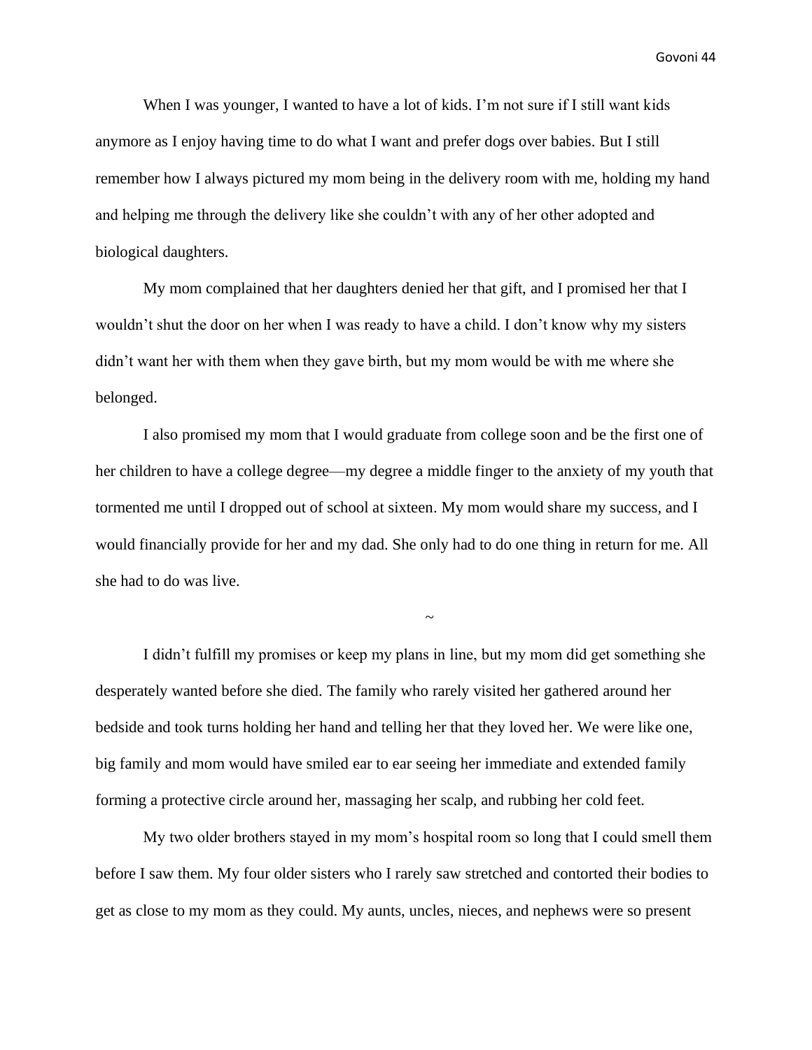When I was younger, I wanted to have a lot of kids. I'm not sure if I still want kids anymore as I enjoy having time to do what I want and prefer dogs over babies. But I still remember how I always pictured my mom being in the delivery room with me, holding my hand and helping me through the delivery like she couldn't with any of her other adopted and biological daughters.

My mom complained that her daughters denied her that gift, and I promised her that I wouldn't shut the door on her when I was ready to have a child. I don't know why my sisters didn't want her with them when they gave birth, but my mom would be with me where she belonged.

I also promised my mom that I would graduate from college soon and be the first one of her children to have a college degree—my degree a middle finger to the anxiety of my youth that tormented me until I dropped out of school at sixteen. My mom would share my success, and I would financially provide for her and my dad. She only had to do one thing in return for me. All she had to do was live.

~

I didn't fulfill my promises or keep my plans in line, but my mom did get something she desperately wanted before she died. The family who rarely visited her gathered around her bedside and took turns holding her hand and telling her that they loved her. We were like one, big family and mom would have smiled ear to ear seeing her immediate and extended family forming a protective circle around her, massaging her scalp, and rubbing her cold feet.

My two older brothers stayed in my mom's hospital room so long that I could smell them before I saw them. My four older sisters who I rarely saw stretched and contorted their bodies to get as close to my mom as they could. My aunts, uncles, nieces, and nephews were so present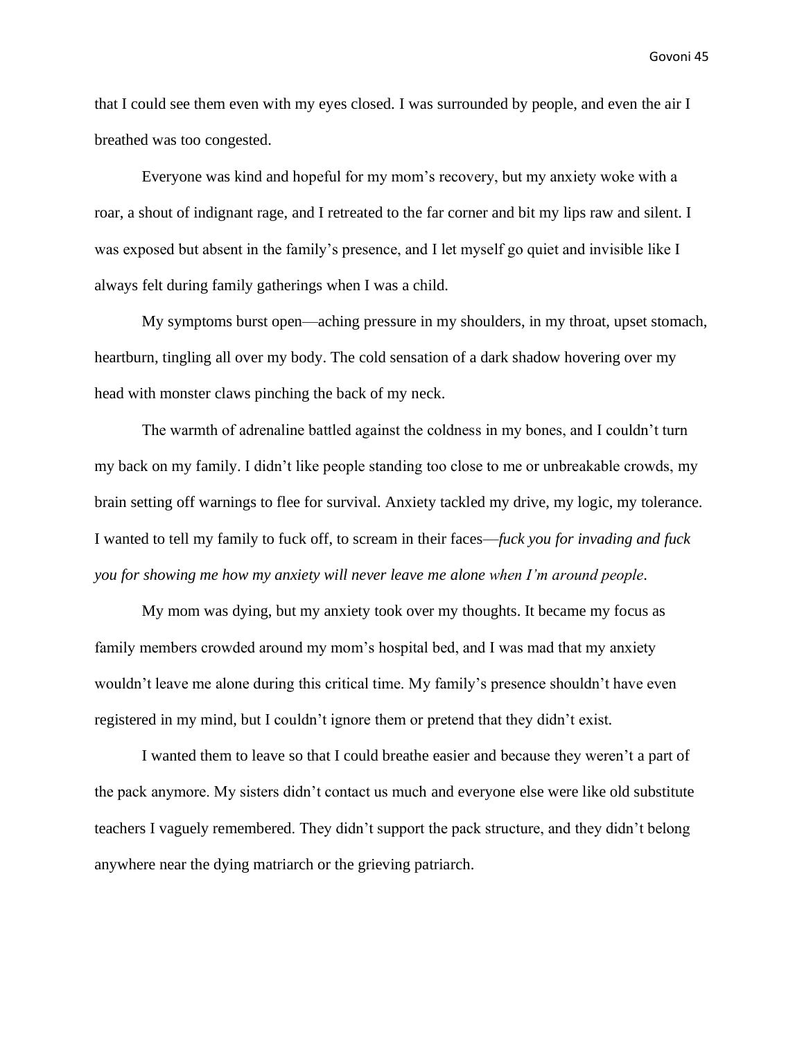that I could see them even with my eyes closed. I was surrounded by people, and even the air I breathed was too congested.

Everyone was kind and hopeful for my mom's recovery, but my anxiety woke with a roar, a shout of indignant rage, and I retreated to the far corner and bit my lips raw and silent. I was exposed but absent in the family's presence, and I let myself go quiet and invisible like I always felt during family gatherings when I was a child.

My symptoms burst open—aching pressure in my shoulders, in my throat, upset stomach, heartburn, tingling all over my body. The cold sensation of a dark shadow hovering over my head with monster claws pinching the back of my neck.

The warmth of adrenaline battled against the coldness in my bones, and I couldn't turn my back on my family. I didn't like people standing too close to me or unbreakable crowds, my brain setting off warnings to flee for survival. Anxiety tackled my drive, my logic, my tolerance. I wanted to tell my family to fuck off, to scream in their faces—*fuck you for invading and fuck you for showing me how my anxiety will never leave me alone when I'm around people*.

My mom was dying, but my anxiety took over my thoughts. It became my focus as family members crowded around my mom's hospital bed, and I was mad that my anxiety wouldn't leave me alone during this critical time. My family's presence shouldn't have even registered in my mind, but I couldn't ignore them or pretend that they didn't exist.

I wanted them to leave so that I could breathe easier and because they weren't a part of the pack anymore. My sisters didn't contact us much and everyone else were like old substitute teachers I vaguely remembered. They didn't support the pack structure, and they didn't belong anywhere near the dying matriarch or the grieving patriarch.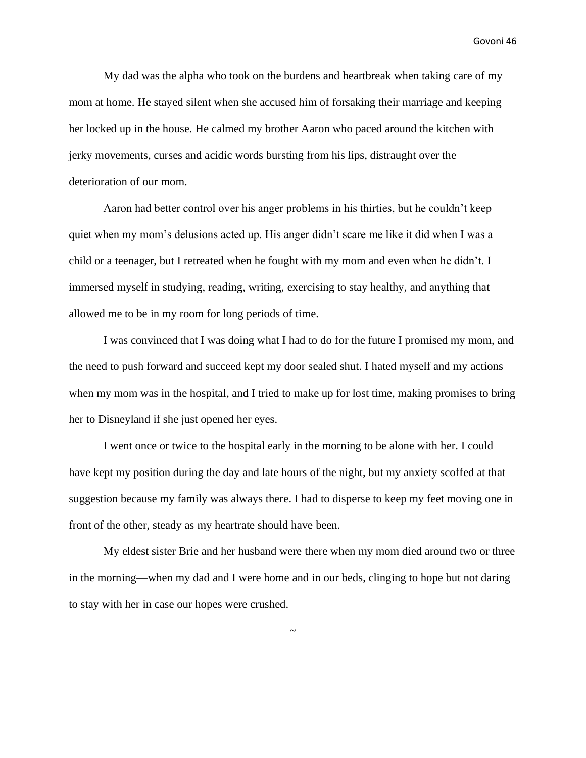My dad was the alpha who took on the burdens and heartbreak when taking care of my mom at home. He stayed silent when she accused him of forsaking their marriage and keeping her locked up in the house. He calmed my brother Aaron who paced around the kitchen with jerky movements, curses and acidic words bursting from his lips, distraught over the deterioration of our mom.

Aaron had better control over his anger problems in his thirties, but he couldn't keep quiet when my mom's delusions acted up. His anger didn't scare me like it did when I was a child or a teenager, but I retreated when he fought with my mom and even when he didn't. I immersed myself in studying, reading, writing, exercising to stay healthy, and anything that allowed me to be in my room for long periods of time.

I was convinced that I was doing what I had to do for the future I promised my mom, and the need to push forward and succeed kept my door sealed shut. I hated myself and my actions when my mom was in the hospital, and I tried to make up for lost time, making promises to bring her to Disneyland if she just opened her eyes.

I went once or twice to the hospital early in the morning to be alone with her. I could have kept my position during the day and late hours of the night, but my anxiety scoffed at that suggestion because my family was always there. I had to disperse to keep my feet moving one in front of the other, steady as my heartrate should have been.

My eldest sister Brie and her husband were there when my mom died around two or three in the morning—when my dad and I were home and in our beds, clinging to hope but not daring to stay with her in case our hopes were crushed.

~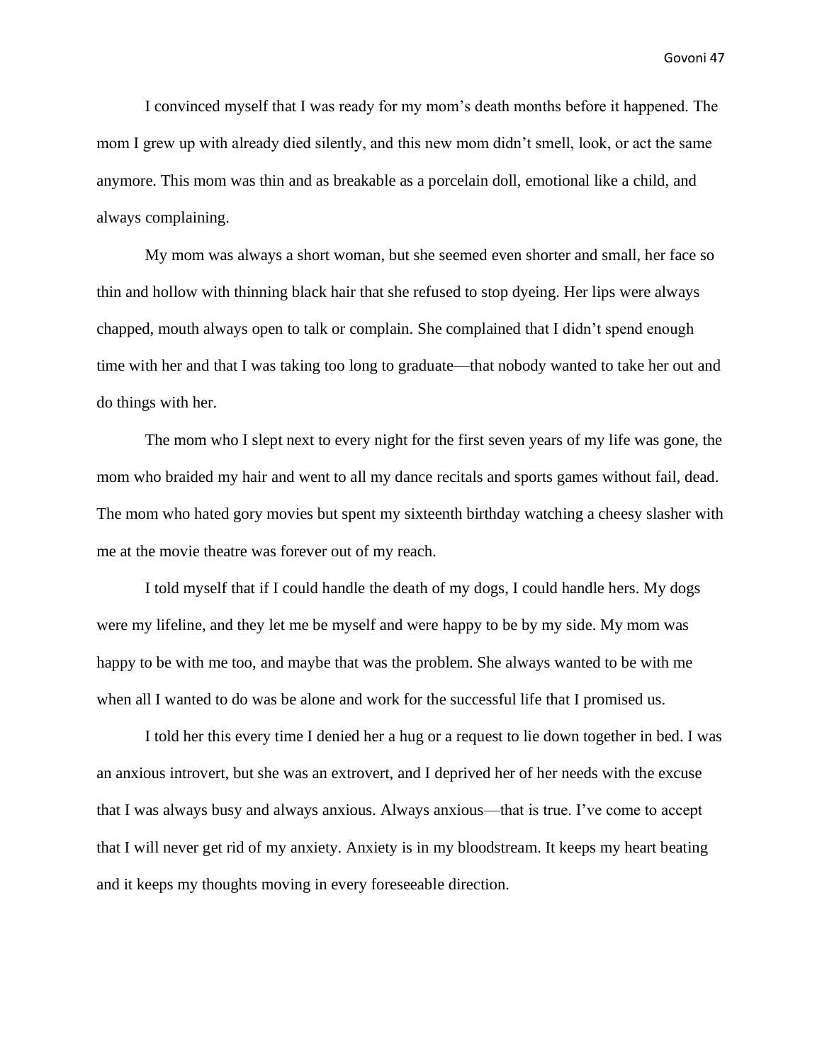I convinced myself that I was ready for my mom's death months before it happened. The mom I grew up with already died silently, and this new mom didn't smell, look, or act the same anymore. This mom was thin and as breakable as a porcelain doll, emotional like a child, and always complaining.

My mom was always a short woman, but she seemed even shorter and small, her face so thin and hollow with thinning black hair that she refused to stop dyeing. Her lips were always chapped, mouth always open to talk or complain. She complained that I didn't spend enough time with her and that I was taking too long to graduate—that nobody wanted to take her out and do things with her.

The mom who I slept next to every night for the first seven years of my life was gone, the mom who braided my hair and went to all my dance recitals and sports games without fail, dead. The mom who hated gory movies but spent my sixteenth birthday watching a cheesy slasher with me at the movie theatre was forever out of my reach.

I told myself that if I could handle the death of my dogs, I could handle hers. My dogs were my lifeline, and they let me be myself and were happy to be by my side. My mom was happy to be with me too, and maybe that was the problem. She always wanted to be with me when all I wanted to do was be alone and work for the successful life that I promised us.

I told her this every time I denied her a hug or a request to lie down together in bed. I was an anxious introvert, but she was an extrovert, and I deprived her of her needs with the excuse that I was always busy and always anxious. Always anxious—that is true. I've come to accept that I will never get rid of my anxiety. Anxiety is in my bloodstream. It keeps my heart beating and it keeps my thoughts moving in every foreseeable direction.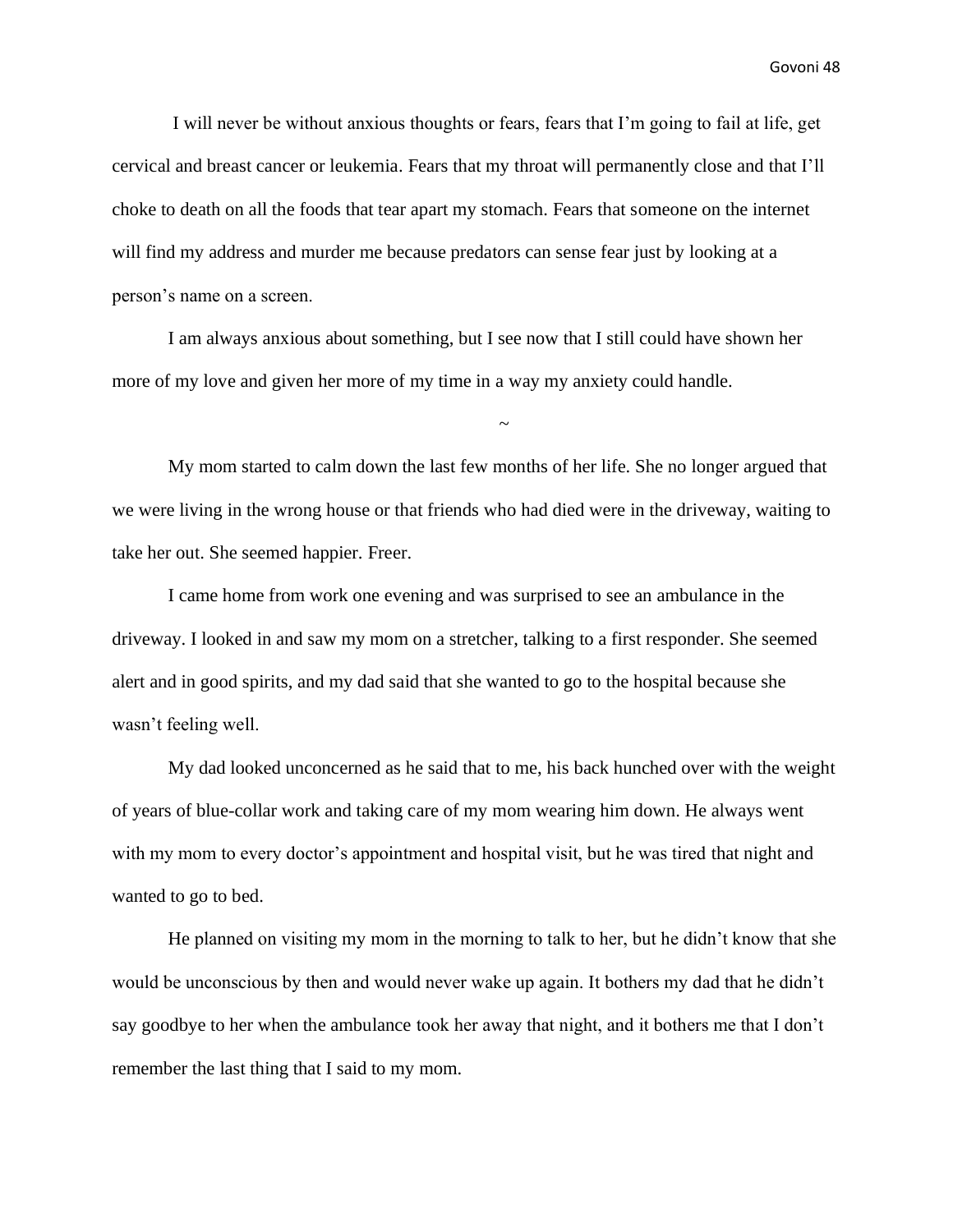I will never be without anxious thoughts or fears, fears that I'm going to fail at life, get cervical and breast cancer or leukemia. Fears that my throat will permanently close and that I'll choke to death on all the foods that tear apart my stomach. Fears that someone on the internet will find my address and murder me because predators can sense fear just by looking at a person's name on a screen.

I am always anxious about something, but I see now that I still could have shown her more of my love and given her more of my time in a way my anxiety could handle.

~

My mom started to calm down the last few months of her life. She no longer argued that we were living in the wrong house or that friends who had died were in the driveway, waiting to take her out. She seemed happier. Freer.

I came home from work one evening and was surprised to see an ambulance in the driveway. I looked in and saw my mom on a stretcher, talking to a first responder. She seemed alert and in good spirits, and my dad said that she wanted to go to the hospital because she wasn't feeling well.

My dad looked unconcerned as he said that to me, his back hunched over with the weight of years of blue-collar work and taking care of my mom wearing him down. He always went with my mom to every doctor's appointment and hospital visit, but he was tired that night and wanted to go to bed.

He planned on visiting my mom in the morning to talk to her, but he didn't know that she would be unconscious by then and would never wake up again. It bothers my dad that he didn't say goodbye to her when the ambulance took her away that night, and it bothers me that I don't remember the last thing that I said to my mom.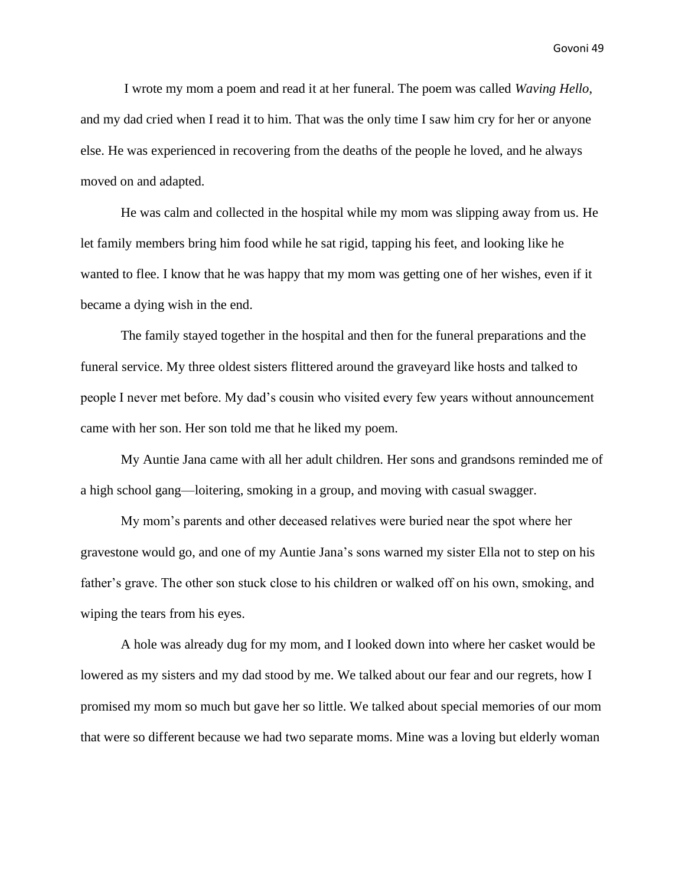I wrote my mom a poem and read it at her funeral. The poem was called *Waving Hello*, and my dad cried when I read it to him. That was the only time I saw him cry for her or anyone else. He was experienced in recovering from the deaths of the people he loved, and he always moved on and adapted.

He was calm and collected in the hospital while my mom was slipping away from us. He let family members bring him food while he sat rigid, tapping his feet, and looking like he wanted to flee. I know that he was happy that my mom was getting one of her wishes, even if it became a dying wish in the end.

The family stayed together in the hospital and then for the funeral preparations and the funeral service. My three oldest sisters flittered around the graveyard like hosts and talked to people I never met before. My dad's cousin who visited every few years without announcement came with her son. Her son told me that he liked my poem.

My Auntie Jana came with all her adult children. Her sons and grandsons reminded me of a high school gang—loitering, smoking in a group, and moving with casual swagger.

My mom's parents and other deceased relatives were buried near the spot where her gravestone would go, and one of my Auntie Jana's sons warned my sister Ella not to step on his father's grave. The other son stuck close to his children or walked off on his own, smoking, and wiping the tears from his eyes.

A hole was already dug for my mom, and I looked down into where her casket would be lowered as my sisters and my dad stood by me. We talked about our fear and our regrets, how I promised my mom so much but gave her so little. We talked about special memories of our mom that were so different because we had two separate moms. Mine was a loving but elderly woman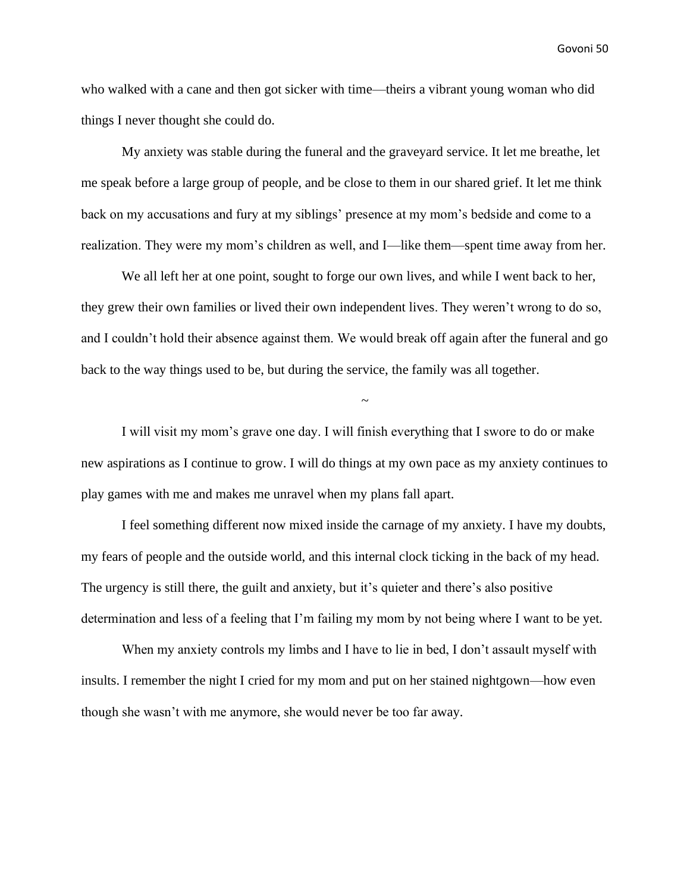who walked with a cane and then got sicker with time—theirs a vibrant young woman who did things I never thought she could do.

My anxiety was stable during the funeral and the graveyard service. It let me breathe, let me speak before a large group of people, and be close to them in our shared grief. It let me think back on my accusations and fury at my siblings' presence at my mom's bedside and come to a realization. They were my mom's children as well, and I—like them—spent time away from her.

We all left her at one point, sought to forge our own lives, and while I went back to her, they grew their own families or lived their own independent lives. They weren't wrong to do so, and I couldn't hold their absence against them. We would break off again after the funeral and go back to the way things used to be, but during the service, the family was all together.

~

I will visit my mom's grave one day. I will finish everything that I swore to do or make new aspirations as I continue to grow. I will do things at my own pace as my anxiety continues to play games with me and makes me unravel when my plans fall apart.

I feel something different now mixed inside the carnage of my anxiety. I have my doubts, my fears of people and the outside world, and this internal clock ticking in the back of my head. The urgency is still there, the guilt and anxiety, but it's quieter and there's also positive determination and less of a feeling that I'm failing my mom by not being where I want to be yet.

When my anxiety controls my limbs and I have to lie in bed, I don't assault myself with insults. I remember the night I cried for my mom and put on her stained nightgown—how even though she wasn't with me anymore, she would never be too far away.